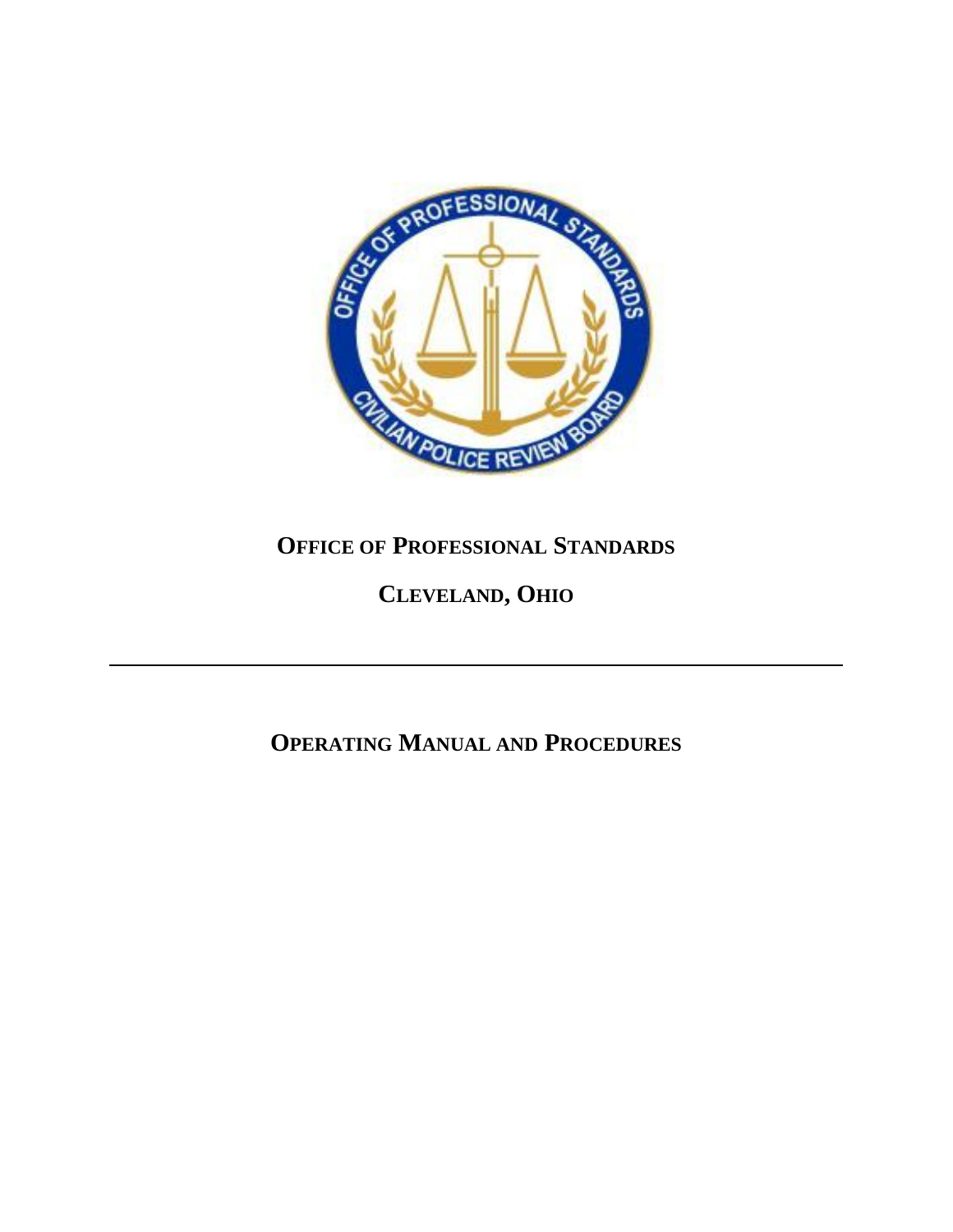# OFFICE OF PROFESSIONAL STANDARDS

## CLEVELAND, OHIO

---

## OPERATING MANUAL AND PROCEDURES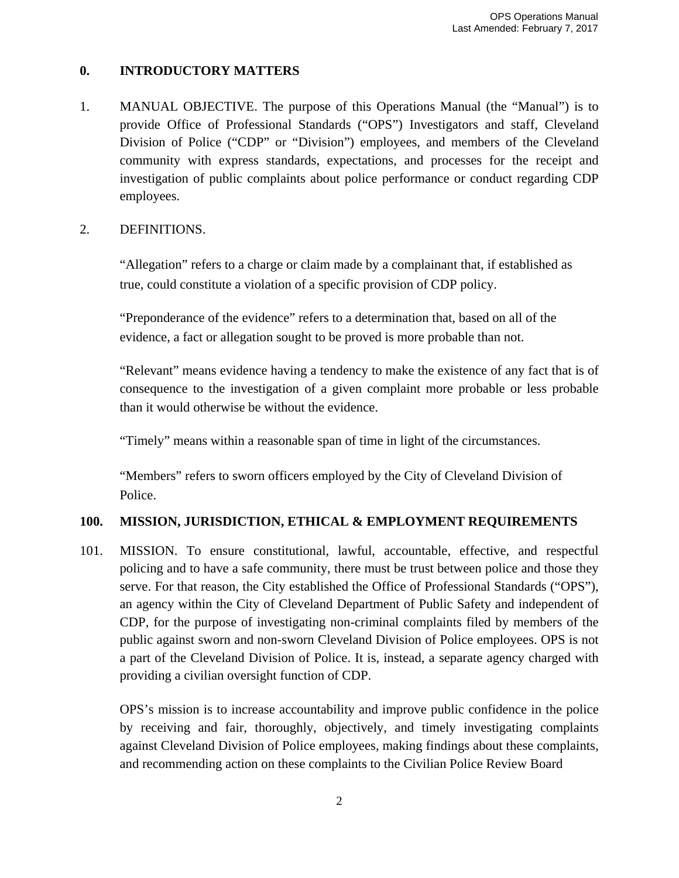## 0. INTRODUCTORY MATTERS

1. MANUAL OBJECTIVE. The purpose of this Operations Manual (the "Manual") is to provide Office of Professional Standards ("OPS") Investigators and staff, Cleveland Division of Police ("CDP" or "Division") employees, and members of the Cleveland community with express standards, expectations, and processes for the receipt and investigation of public complaints about police performance or conduct regarding CDP employees.

2. DEFINITIONS.

   "Allegation" refers to a charge or claim made by a complainant that, if established as true, could constitute a violation of a specific provision of CDP policy.

   "Preponderance of the evidence" refers to a determination that, based on all of the evidence, a fact or allegation sought to be proved is more probable than not.

   "Relevant" means evidence having a tendency to make the existence of any fact that is of consequence to the investigation of a given complaint more probable or less probable than it would otherwise be without the evidence.

   "Timely" means within a reasonable span of time in light of the circumstances.

   "Members" refers to sworn officers employed by the City of Cleveland Division of Police.

## 100. MISSION, JURISDICTION, ETHICAL & EMPLOYMENT REQUIREMENTS

101. MISSION. To ensure constitutional, lawful, accountable, effective, and respectful policing and to have a safe community, there must be trust between police and those they serve. For that reason, the City established the Office of Professional Standards ("OPS"), an agency within the City of Cleveland Department of Public Safety and independent of CDP, for the purpose of investigating non-criminal complaints filed by members of the public against sworn and non-sworn Cleveland Division of Police employees. OPS is not a part of the Cleveland Division of Police. It is, instead, a separate agency charged with providing a civilian oversight function of CDP.

   OPS's mission is to increase accountability and improve public confidence in the police by receiving and fair, thoroughly, objectively, and timely investigating complaints against Cleveland Division of Police employees, making findings about these complaints, and recommending action on these complaints to the Civilian Police Review Board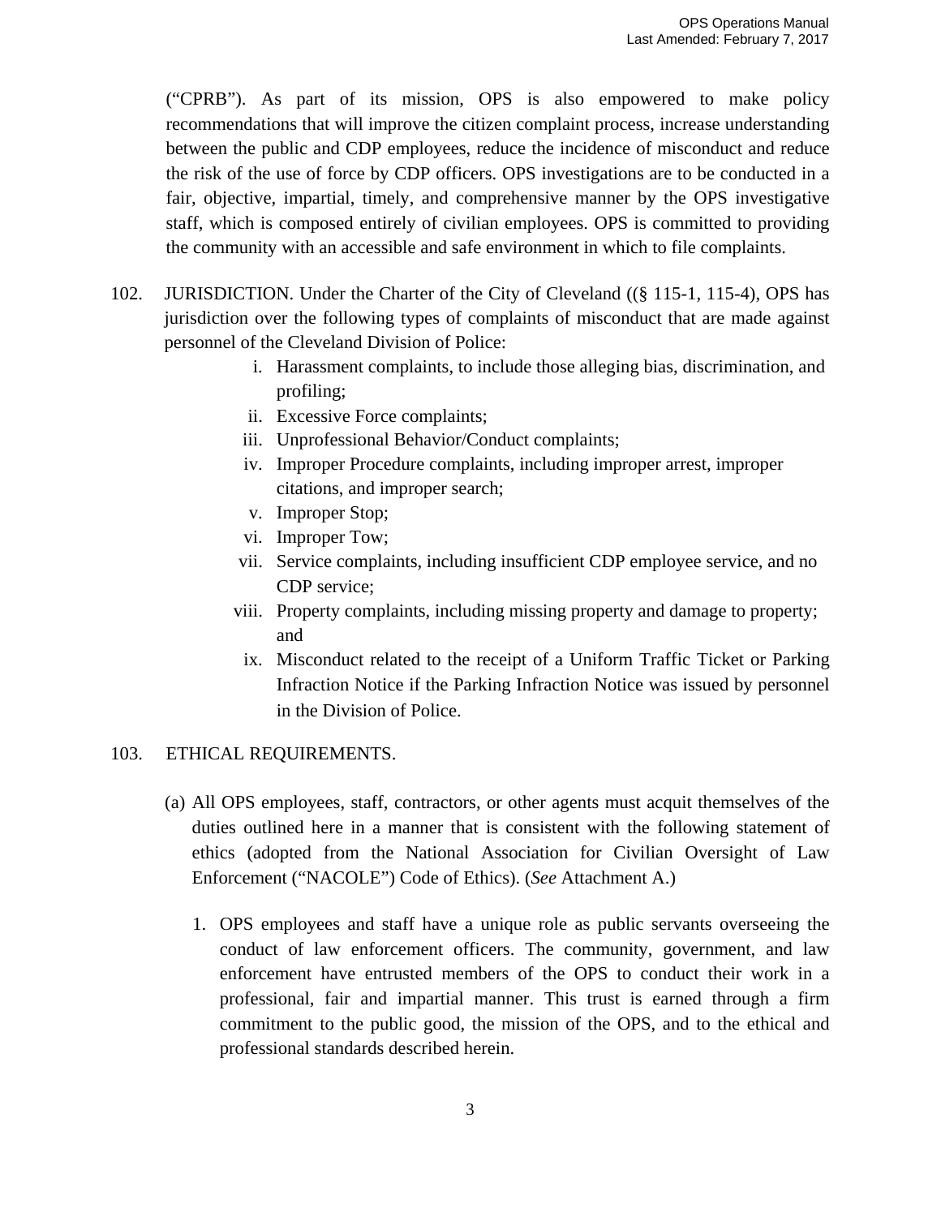("CPRB"). As part of its mission, OPS is also empowered to make policy recommendations that will improve the citizen complaint process, increase understanding between the public and CDP employees, reduce the incidence of misconduct and reduce the risk of the use of force by CDP officers. OPS investigations are to be conducted in a fair, objective, impartial, timely, and comprehensive manner by the OPS investigative staff, which is composed entirely of civilian employees. OPS is committed to providing the community with an accessible and safe environment in which to file complaints.

102. JURISDICTION. Under the Charter of the City of Cleveland ((§ 115-1, 115-4), OPS has jurisdiction over the following types of complaints of misconduct that are made against personnel of the Cleveland Division of Police:

i. Harassment complaints, to include those alleging bias, discrimination, and profiling;
ii. Excessive Force complaints;
iii. Unprofessional Behavior/Conduct complaints;
iv. Improper Procedure complaints, including improper arrest, improper citations, and improper search;
v. Improper Stop;
vi. Improper Tow;
vii. Service complaints, including insufficient CDP employee service, and no CDP service;
viii. Property complaints, including missing property and damage to property; and
ix. Misconduct related to the receipt of a Uniform Traffic Ticket or Parking Infraction Notice if the Parking Infraction Notice was issued by personnel in the Division of Police.

103. ETHICAL REQUIREMENTS.

(a) All OPS employees, staff, contractors, or other agents must acquit themselves of the duties outlined here in a manner that is consistent with the following statement of ethics (adopted from the National Association for Civilian Oversight of Law Enforcement ("NACOLE") Code of Ethics). (*See* Attachment A.)

1. OPS employees and staff have a unique role as public servants overseeing the conduct of law enforcement officers. The community, government, and law enforcement have entrusted members of the OPS to conduct their work in a professional, fair and impartial manner. This trust is earned through a firm commitment to the public good, the mission of the OPS, and to the ethical and professional standards described herein.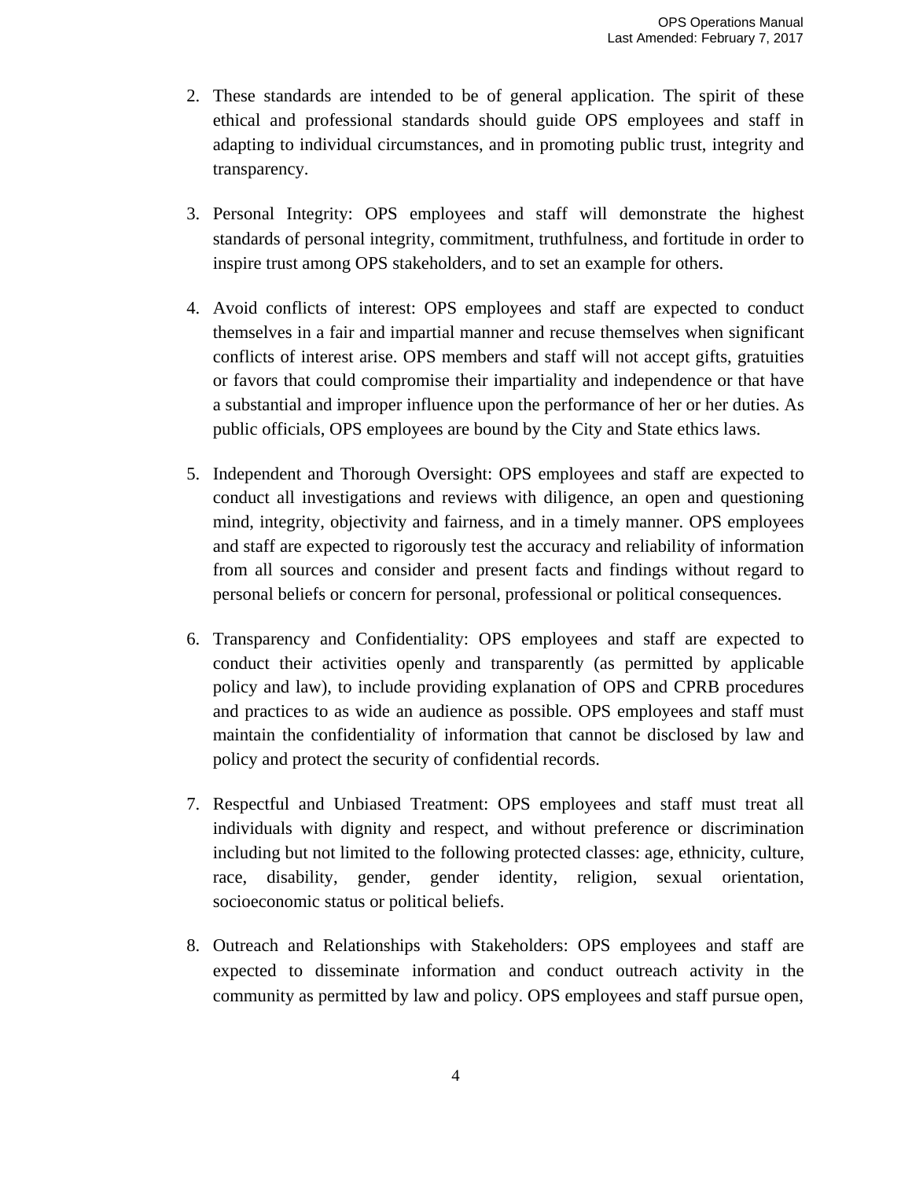2. These standards are intended to be of general application. The spirit of these ethical and professional standards should guide OPS employees and staff in adapting to individual circumstances, and in promoting public trust, integrity and transparency.

3. Personal Integrity: OPS employees and staff will demonstrate the highest standards of personal integrity, commitment, truthfulness, and fortitude in order to inspire trust among OPS stakeholders, and to set an example for others.

4. Avoid conflicts of interest: OPS employees and staff are expected to conduct themselves in a fair and impartial manner and recuse themselves when significant conflicts of interest arise. OPS members and staff will not accept gifts, gratuities or favors that could compromise their impartiality and independence or that have a substantial and improper influence upon the performance of her or her duties. As public officials, OPS employees are bound by the City and State ethics laws.

5. Independent and Thorough Oversight: OPS employees and staff are expected to conduct all investigations and reviews with diligence, an open and questioning mind, integrity, objectivity and fairness, and in a timely manner. OPS employees and staff are expected to rigorously test the accuracy and reliability of information from all sources and consider and present facts and findings without regard to personal beliefs or concern for personal, professional or political consequences.

6. Transparency and Confidentiality: OPS employees and staff are expected to conduct their activities openly and transparently (as permitted by applicable policy and law), to include providing explanation of OPS and CPRB procedures and practices to as wide an audience as possible. OPS employees and staff must maintain the confidentiality of information that cannot be disclosed by law and policy and protect the security of confidential records.

7. Respectful and Unbiased Treatment: OPS employees and staff must treat all individuals with dignity and respect, and without preference or discrimination including but not limited to the following protected classes: age, ethnicity, culture, race, disability, gender, gender identity, religion, sexual orientation, socioeconomic status or political beliefs.

8. Outreach and Relationships with Stakeholders: OPS employees and staff are expected to disseminate information and conduct outreach activity in the community as permitted by law and policy. OPS employees and staff pursue open,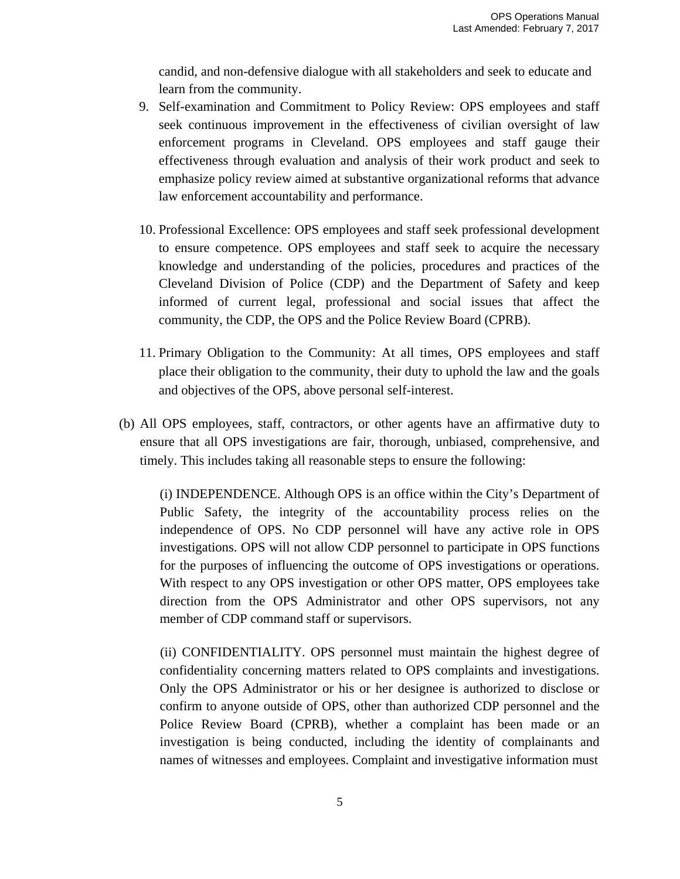candid, and non-defensive dialogue with all stakeholders and seek to educate and learn from the community.

9. Self-examination and Commitment to Policy Review: OPS employees and staff seek continuous improvement in the effectiveness of civilian oversight of law enforcement programs in Cleveland. OPS employees and staff gauge their effectiveness through evaluation and analysis of their work product and seek to emphasize policy review aimed at substantive organizational reforms that advance law enforcement accountability and performance.

10. Professional Excellence: OPS employees and staff seek professional development to ensure competence. OPS employees and staff seek to acquire the necessary knowledge and understanding of the policies, procedures and practices of the Cleveland Division of Police (CDP) and the Department of Safety and keep informed of current legal, professional and social issues that affect the community, the CDP, the OPS and the Police Review Board (CPRB).

11. Primary Obligation to the Community: At all times, OPS employees and staff place their obligation to the community, their duty to uphold the law and the goals and objectives of the OPS, above personal self-interest.

(b) All OPS employees, staff, contractors, or other agents have an affirmative duty to ensure that all OPS investigations are fair, thorough, unbiased, comprehensive, and timely. This includes taking all reasonable steps to ensure the following:

(i) INDEPENDENCE. Although OPS is an office within the City's Department of Public Safety, the integrity of the accountability process relies on the independence of OPS. No CDP personnel will have any active role in OPS investigations. OPS will not allow CDP personnel to participate in OPS functions for the purposes of influencing the outcome of OPS investigations or operations. With respect to any OPS investigation or other OPS matter, OPS employees take direction from the OPS Administrator and other OPS supervisors, not any member of CDP command staff or supervisors.

(ii) CONFIDENTIALITY. OPS personnel must maintain the highest degree of confidentiality concerning matters related to OPS complaints and investigations. Only the OPS Administrator or his or her designee is authorized to disclose or confirm to anyone outside of OPS, other than authorized CDP personnel and the Police Review Board (CPRB), whether a complaint has been made or an investigation is being conducted, including the identity of complainants and names of witnesses and employees. Complaint and investigative information must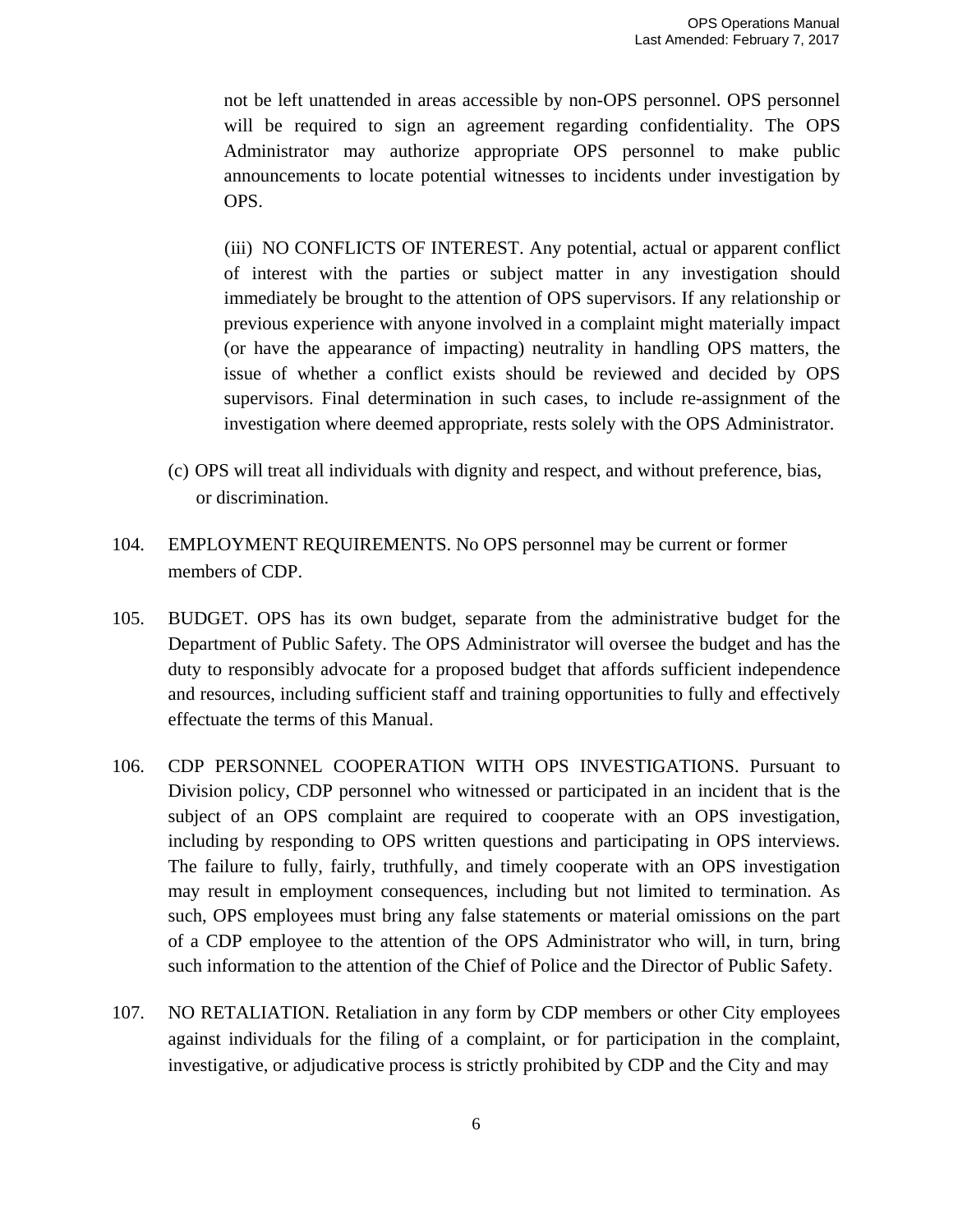not be left unattended in areas accessible by non-OPS personnel. OPS personnel will be required to sign an agreement regarding confidentiality. The OPS Administrator may authorize appropriate OPS personnel to make public announcements to locate potential witnesses to incidents under investigation by OPS.

(iii) NO CONFLICTS OF INTEREST. Any potential, actual or apparent conflict of interest with the parties or subject matter in any investigation should immediately be brought to the attention of OPS supervisors. If any relationship or previous experience with anyone involved in a complaint might materially impact (or have the appearance of impacting) neutrality in handling OPS matters, the issue of whether a conflict exists should be reviewed and decided by OPS supervisors. Final determination in such cases, to include re-assignment of the investigation where deemed appropriate, rests solely with the OPS Administrator.

(c) OPS will treat all individuals with dignity and respect, and without preference, bias, or discrimination.

104. EMPLOYMENT REQUIREMENTS. No OPS personnel may be current or former members of CDP.

105. BUDGET. OPS has its own budget, separate from the administrative budget for the Department of Public Safety. The OPS Administrator will oversee the budget and has the duty to responsibly advocate for a proposed budget that affords sufficient independence and resources, including sufficient staff and training opportunities to fully and effectively effectuate the terms of this Manual.

106. CDP PERSONNEL COOPERATION WITH OPS INVESTIGATIONS. Pursuant to Division policy, CDP personnel who witnessed or participated in an incident that is the subject of an OPS complaint are required to cooperate with an OPS investigation, including by responding to OPS written questions and participating in OPS interviews. The failure to fully, fairly, truthfully, and timely cooperate with an OPS investigation may result in employment consequences, including but not limited to termination. As such, OPS employees must bring any false statements or material omissions on the part of a CDP employee to the attention of the OPS Administrator who will, in turn, bring such information to the attention of the Chief of Police and the Director of Public Safety.

107. NO RETALIATION. Retaliation in any form by CDP members or other City employees against individuals for the filing of a complaint, or for participation in the complaint, investigative, or adjudicative process is strictly prohibited by CDP and the City and may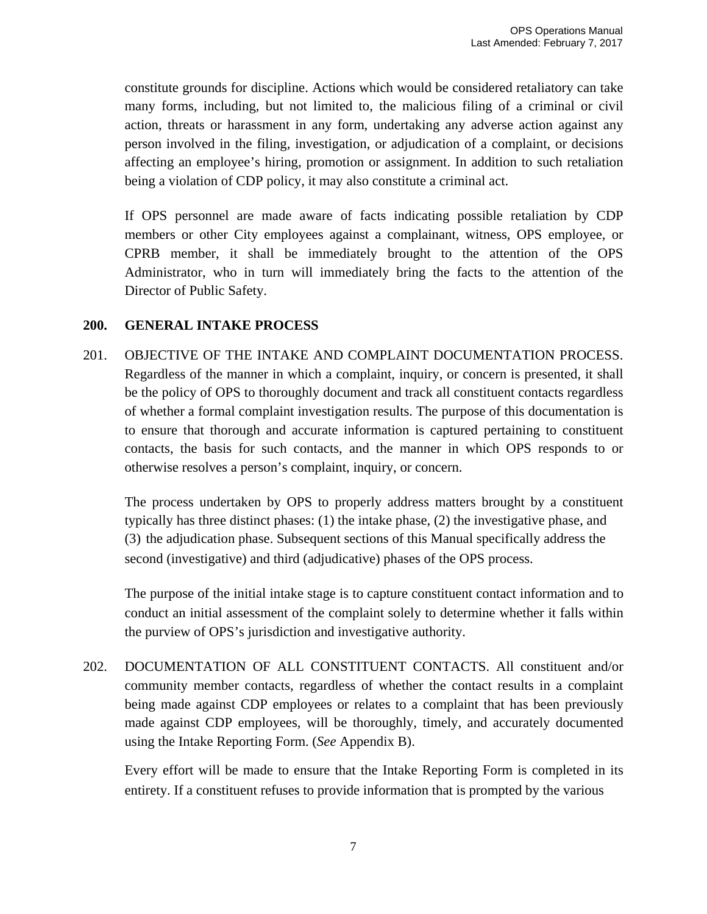constitute grounds for discipline. Actions which would be considered retaliatory can take many forms, including, but not limited to, the malicious filing of a criminal or civil action, threats or harassment in any form, undertaking any adverse action against any person involved in the filing, investigation, or adjudication of a complaint, or decisions affecting an employee's hiring, promotion or assignment. In addition to such retaliation being a violation of CDP policy, it may also constitute a criminal act.

If OPS personnel are made aware of facts indicating possible retaliation by CDP members or other City employees against a complainant, witness, OPS employee, or CPRB member, it shall be immediately brought to the attention of the OPS Administrator, who in turn will immediately bring the facts to the attention of the Director of Public Safety.

## 200. GENERAL INTAKE PROCESS

201. OBJECTIVE OF THE INTAKE AND COMPLAINT DOCUMENTATION PROCESS. Regardless of the manner in which a complaint, inquiry, or concern is presented, it shall be the policy of OPS to thoroughly document and track all constituent contacts regardless of whether a formal complaint investigation results. The purpose of this documentation is to ensure that thorough and accurate information is captured pertaining to constituent contacts, the basis for such contacts, and the manner in which OPS responds to or otherwise resolves a person's complaint, inquiry, or concern.

The process undertaken by OPS to properly address matters brought by a constituent typically has three distinct phases: (1) the intake phase, (2) the investigative phase, and (3) the adjudication phase. Subsequent sections of this Manual specifically address the second (investigative) and third (adjudicative) phases of the OPS process.

The purpose of the initial intake stage is to capture constituent contact information and to conduct an initial assessment of the complaint solely to determine whether it falls within the purview of OPS's jurisdiction and investigative authority.

202. DOCUMENTATION OF ALL CONSTITUENT CONTACTS. All constituent and/or community member contacts, regardless of whether the contact results in a complaint being made against CDP employees or relates to a complaint that has been previously made against CDP employees, will be thoroughly, timely, and accurately documented using the Intake Reporting Form. (*See* Appendix B).

Every effort will be made to ensure that the Intake Reporting Form is completed in its entirety. If a constituent refuses to provide information that is prompted by the various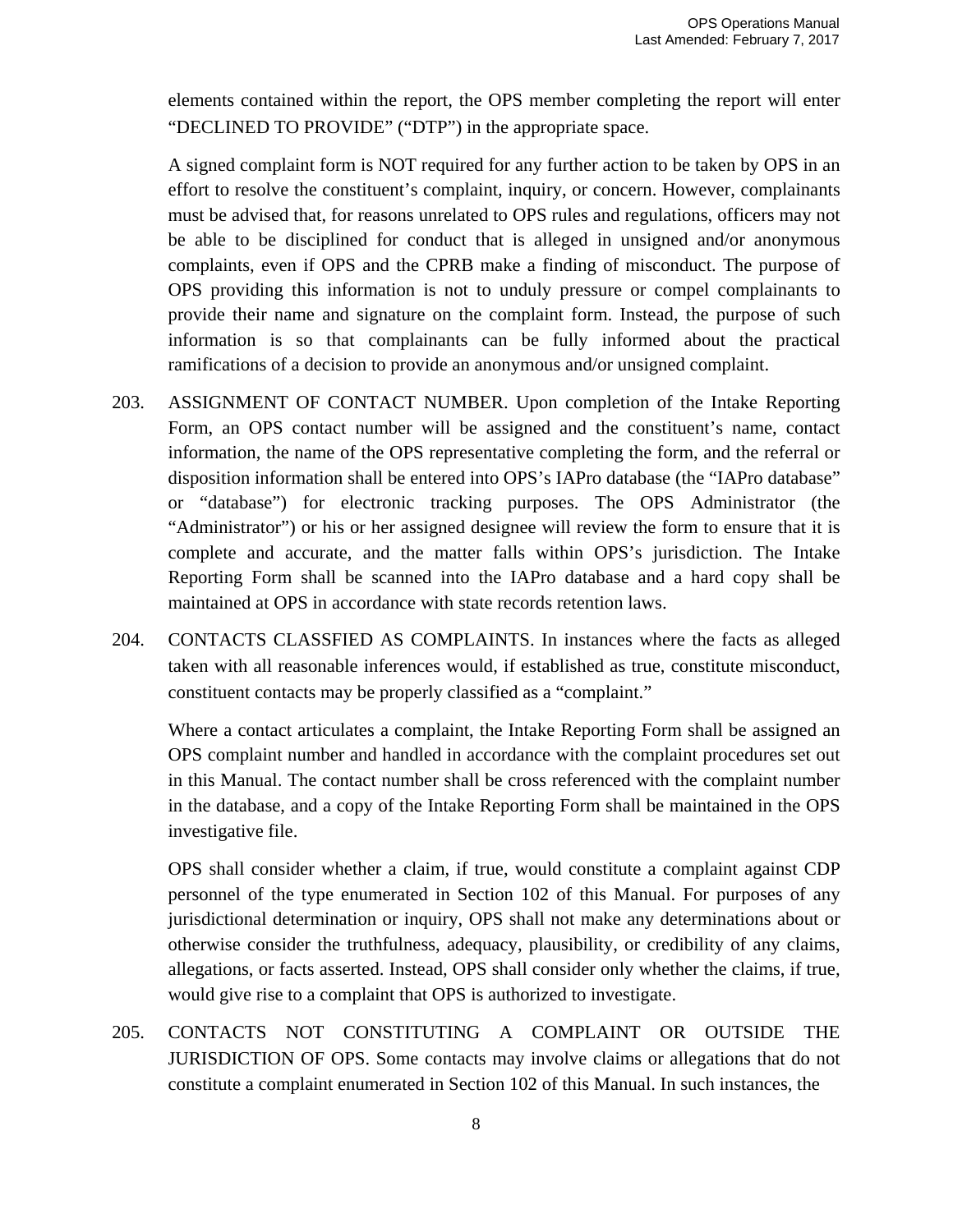elements contained within the report, the OPS member completing the report will enter "DECLINED TO PROVIDE" ("DTP") in the appropriate space.

A signed complaint form is NOT required for any further action to be taken by OPS in an effort to resolve the constituent's complaint, inquiry, or concern. However, complainants must be advised that, for reasons unrelated to OPS rules and regulations, officers may not be able to be disciplined for conduct that is alleged in unsigned and/or anonymous complaints, even if OPS and the CPRB make a finding of misconduct. The purpose of OPS providing this information is not to unduly pressure or compel complainants to provide their name and signature on the complaint form. Instead, the purpose of such information is so that complainants can be fully informed about the practical ramifications of a decision to provide an anonymous and/or unsigned complaint.

203. ASSIGNMENT OF CONTACT NUMBER. Upon completion of the Intake Reporting Form, an OPS contact number will be assigned and the constituent's name, contact information, the name of the OPS representative completing the form, and the referral or disposition information shall be entered into OPS's IAPro database (the "IAPro database" or "database") for electronic tracking purposes. The OPS Administrator (the "Administrator") or his or her assigned designee will review the form to ensure that it is complete and accurate, and the matter falls within OPS's jurisdiction. The Intake Reporting Form shall be scanned into the IAPro database and a hard copy shall be maintained at OPS in accordance with state records retention laws.

204. CONTACTS CLASSFIED AS COMPLAINTS. In instances where the facts as alleged taken with all reasonable inferences would, if established as true, constitute misconduct, constituent contacts may be properly classified as a "complaint."

Where a contact articulates a complaint, the Intake Reporting Form shall be assigned an OPS complaint number and handled in accordance with the complaint procedures set out in this Manual. The contact number shall be cross referenced with the complaint number in the database, and a copy of the Intake Reporting Form shall be maintained in the OPS investigative file.

OPS shall consider whether a claim, if true, would constitute a complaint against CDP personnel of the type enumerated in Section 102 of this Manual. For purposes of any jurisdictional determination or inquiry, OPS shall not make any determinations about or otherwise consider the truthfulness, adequacy, plausibility, or credibility of any claims, allegations, or facts asserted. Instead, OPS shall consider only whether the claims, if true, would give rise to a complaint that OPS is authorized to investigate.

205. CONTACTS NOT CONSTITUTING A COMPLAINT OR OUTSIDE THE JURISDICTION OF OPS. Some contacts may involve claims or allegations that do not constitute a complaint enumerated in Section 102 of this Manual. In such instances, the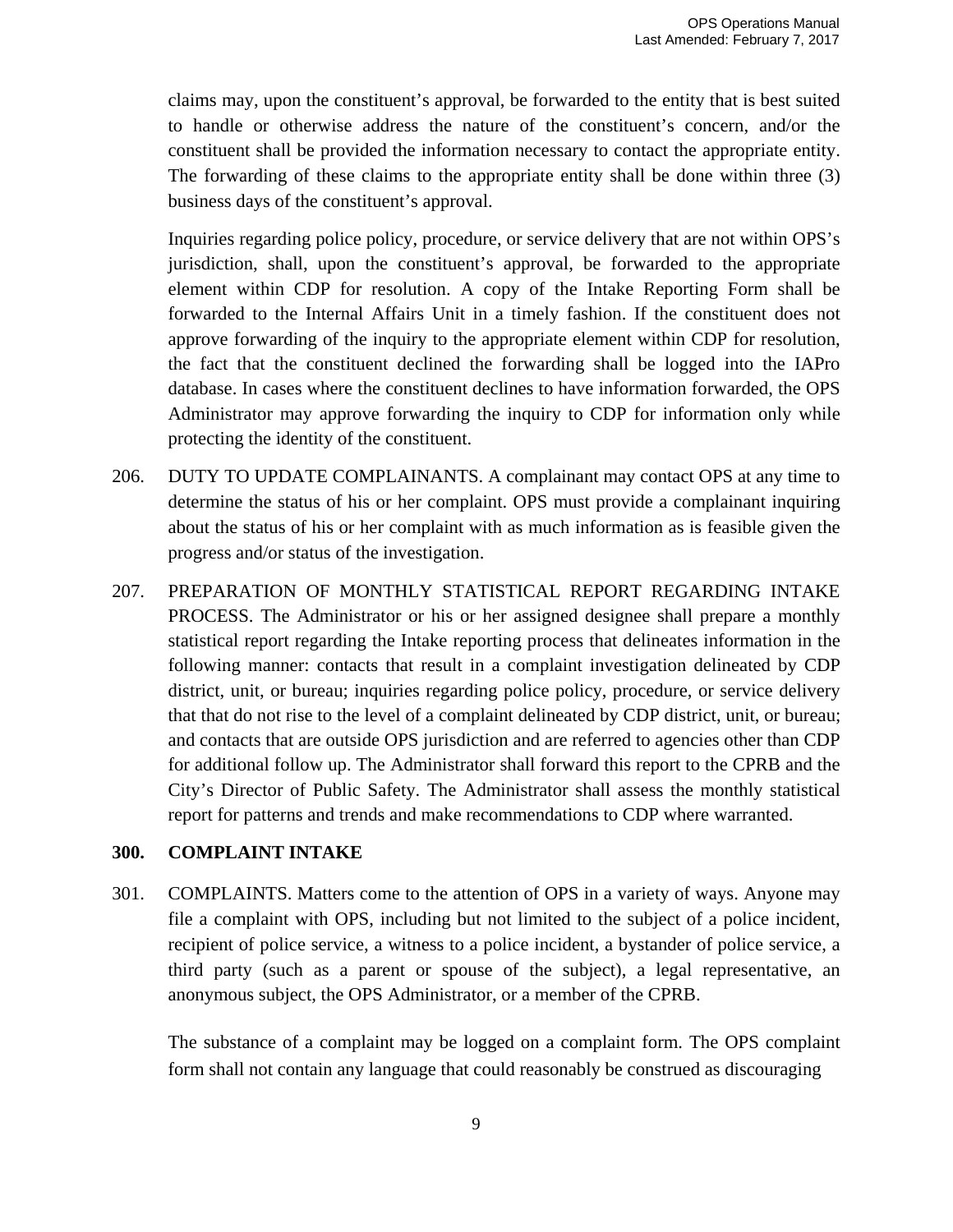claims may, upon the constituent's approval, be forwarded to the entity that is best suited to handle or otherwise address the nature of the constituent's concern, and/or the constituent shall be provided the information necessary to contact the appropriate entity. The forwarding of these claims to the appropriate entity shall be done within three (3) business days of the constituent's approval.

Inquiries regarding police policy, procedure, or service delivery that are not within OPS's jurisdiction, shall, upon the constituent's approval, be forwarded to the appropriate element within CDP for resolution. A copy of the Intake Reporting Form shall be forwarded to the Internal Affairs Unit in a timely fashion. If the constituent does not approve forwarding of the inquiry to the appropriate element within CDP for resolution, the fact that the constituent declined the forwarding shall be logged into the IAPro database. In cases where the constituent declines to have information forwarded, the OPS Administrator may approve forwarding the inquiry to CDP for information only while protecting the identity of the constituent.

206. DUTY TO UPDATE COMPLAINANTS. A complainant may contact OPS at any time to determine the status of his or her complaint. OPS must provide a complainant inquiring about the status of his or her complaint with as much information as is feasible given the progress and/or status of the investigation.

207. PREPARATION OF MONTHLY STATISTICAL REPORT REGARDING INTAKE PROCESS. The Administrator or his or her assigned designee shall prepare a monthly statistical report regarding the Intake reporting process that delineates information in the following manner: contacts that result in a complaint investigation delineated by CDP district, unit, or bureau; inquiries regarding police policy, procedure, or service delivery that that do not rise to the level of a complaint delineated by CDP district, unit, or bureau; and contacts that are outside OPS jurisdiction and are referred to agencies other than CDP for additional follow up. The Administrator shall forward this report to the CPRB and the City's Director of Public Safety. The Administrator shall assess the monthly statistical report for patterns and trends and make recommendations to CDP where warranted.

## 300. COMPLAINT INTAKE

301. COMPLAINTS. Matters come to the attention of OPS in a variety of ways. Anyone may file a complaint with OPS, including but not limited to the subject of a police incident, recipient of police service, a witness to a police incident, a bystander of police service, a third party (such as a parent or spouse of the subject), a legal representative, an anonymous subject, the OPS Administrator, or a member of the CPRB.

The substance of a complaint may be logged on a complaint form. The OPS complaint form shall not contain any language that could reasonably be construed as discouraging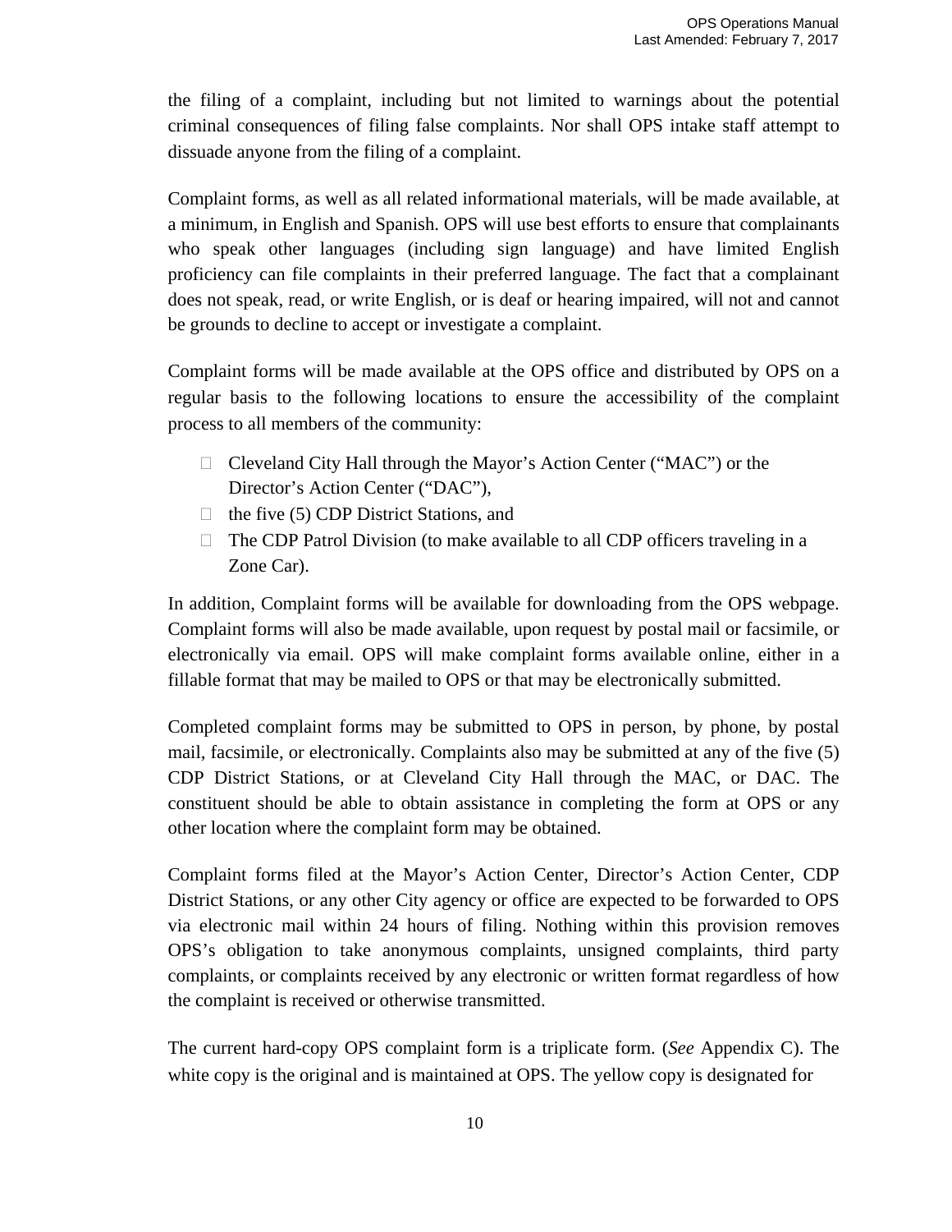the filing of a complaint, including but not limited to warnings about the potential criminal consequences of filing false complaints. Nor shall OPS intake staff attempt to dissuade anyone from the filing of a complaint.

Complaint forms, as well as all related informational materials, will be made available, at a minimum, in English and Spanish. OPS will use best efforts to ensure that complainants who speak other languages (including sign language) and have limited English proficiency can file complaints in their preferred language. The fact that a complainant does not speak, read, or write English, or is deaf or hearing impaired, will not and cannot be grounds to decline to accept or investigate a complaint.

Complaint forms will be made available at the OPS office and distributed by OPS on a regular basis to the following locations to ensure the accessibility of the complaint process to all members of the community:

- Cleveland City Hall through the Mayor's Action Center ("MAC") or the Director's Action Center ("DAC"),
- the five (5) CDP District Stations, and
- The CDP Patrol Division (to make available to all CDP officers traveling in a Zone Car).

In addition, Complaint forms will be available for downloading from the OPS webpage. Complaint forms will also be made available, upon request by postal mail or facsimile, or electronically via email. OPS will make complaint forms available online, either in a fillable format that may be mailed to OPS or that may be electronically submitted.

Completed complaint forms may be submitted to OPS in person, by phone, by postal mail, facsimile, or electronically. Complaints also may be submitted at any of the five (5) CDP District Stations, or at Cleveland City Hall through the MAC, or DAC. The constituent should be able to obtain assistance in completing the form at OPS or any other location where the complaint form may be obtained.

Complaint forms filed at the Mayor's Action Center, Director's Action Center, CDP District Stations, or any other City agency or office are expected to be forwarded to OPS via electronic mail within 24 hours of filing. Nothing within this provision removes OPS's obligation to take anonymous complaints, unsigned complaints, third party complaints, or complaints received by any electronic or written format regardless of how the complaint is received or otherwise transmitted.

The current hard-copy OPS complaint form is a triplicate form. (*See* Appendix C). The white copy is the original and is maintained at OPS. The yellow copy is designated for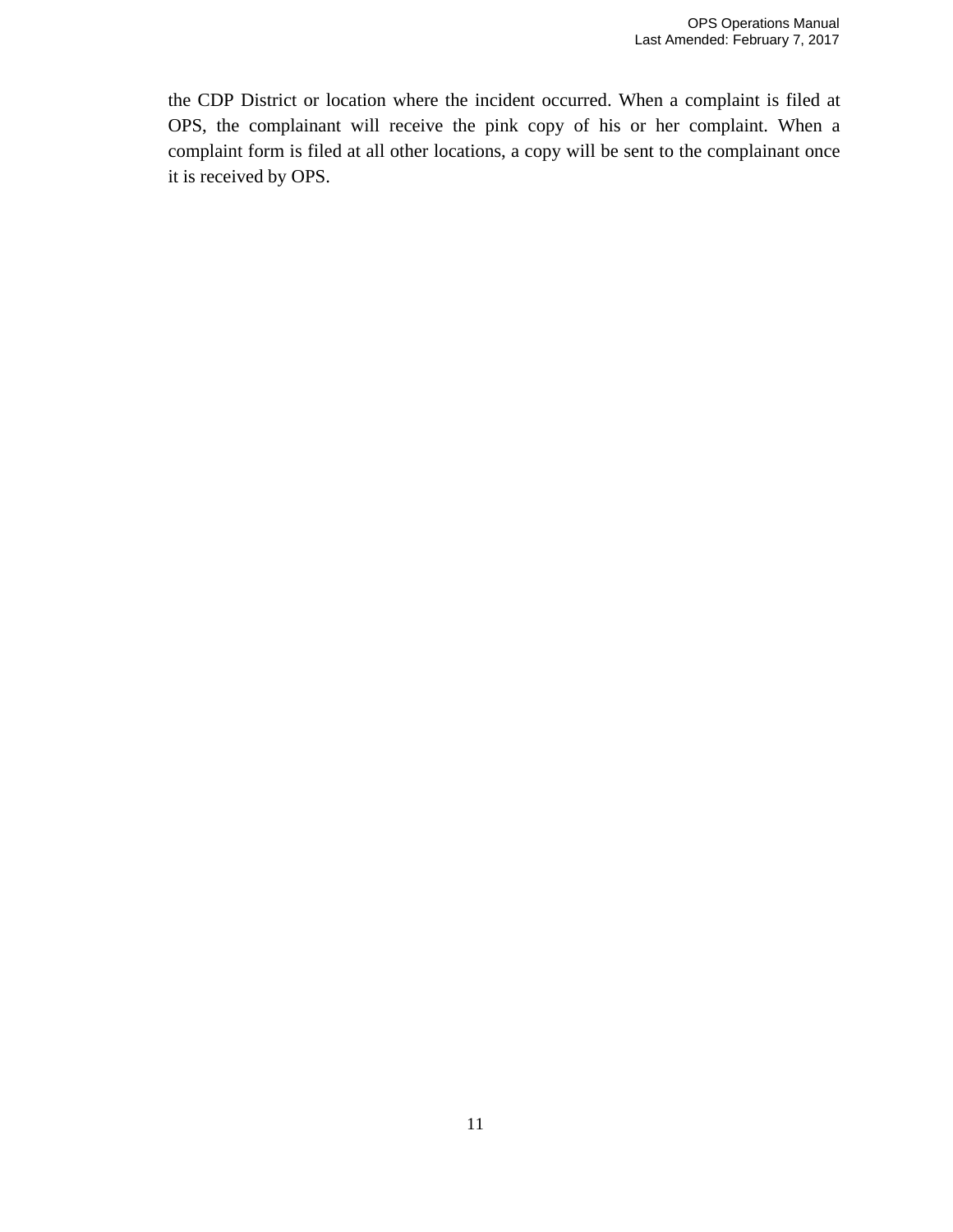the CDP District or location where the incident occurred. When a complaint is filed at OPS, the complainant will receive the pink copy of his or her complaint. When a complaint form is filed at all other locations, a copy will be sent to the complainant once it is received by OPS.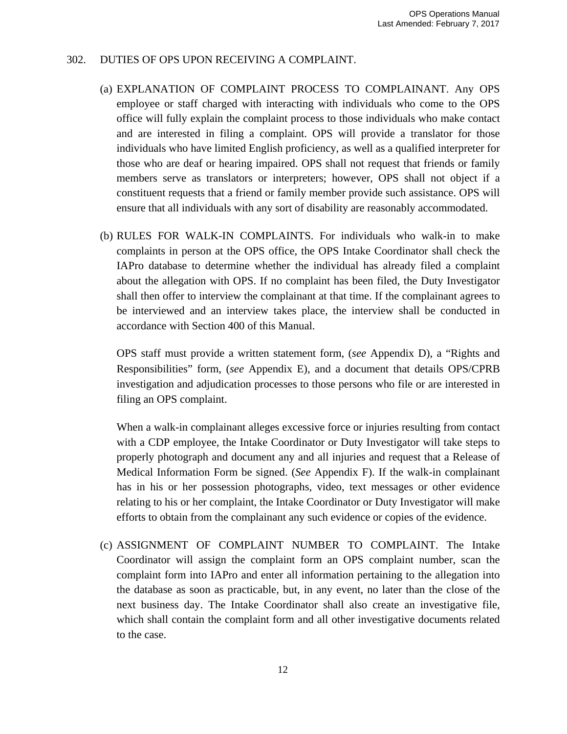## 302. DUTIES OF OPS UPON RECEIVING A COMPLAINT.

(a) EXPLANATION OF COMPLAINT PROCESS TO COMPLAINANT. Any OPS employee or staff charged with interacting with individuals who come to the OPS office will fully explain the complaint process to those individuals who make contact and are interested in filing a complaint. OPS will provide a translator for those individuals who have limited English proficiency, as well as a qualified interpreter for those who are deaf or hearing impaired. OPS shall not request that friends or family members serve as translators or interpreters; however, OPS shall not object if a constituent requests that a friend or family member provide such assistance. OPS will ensure that all individuals with any sort of disability are reasonably accommodated.

(b) RULES FOR WALK-IN COMPLAINTS. For individuals who walk-in to make complaints in person at the OPS office, the OPS Intake Coordinator shall check the IAPro database to determine whether the individual has already filed a complaint about the allegation with OPS. If no complaint has been filed, the Duty Investigator shall then offer to interview the complainant at that time. If the complainant agrees to be interviewed and an interview takes place, the interview shall be conducted in accordance with Section 400 of this Manual.

OPS staff must provide a written statement form, (*see* Appendix D), a "Rights and Responsibilities" form, (*see* Appendix E), and a document that details OPS/CPRB investigation and adjudication processes to those persons who file or are interested in filing an OPS complaint.

When a walk-in complainant alleges excessive force or injuries resulting from contact with a CDP employee, the Intake Coordinator or Duty Investigator will take steps to properly photograph and document any and all injuries and request that a Release of Medical Information Form be signed. (*See* Appendix F). If the walk-in complainant has in his or her possession photographs, video, text messages or other evidence relating to his or her complaint, the Intake Coordinator or Duty Investigator will make efforts to obtain from the complainant any such evidence or copies of the evidence.

(c) ASSIGNMENT OF COMPLAINT NUMBER TO COMPLAINT. The Intake Coordinator will assign the complaint form an OPS complaint number, scan the complaint form into IAPro and enter all information pertaining to the allegation into the database as soon as practicable, but, in any event, no later than the close of the next business day. The Intake Coordinator shall also create an investigative file, which shall contain the complaint form and all other investigative documents related to the case.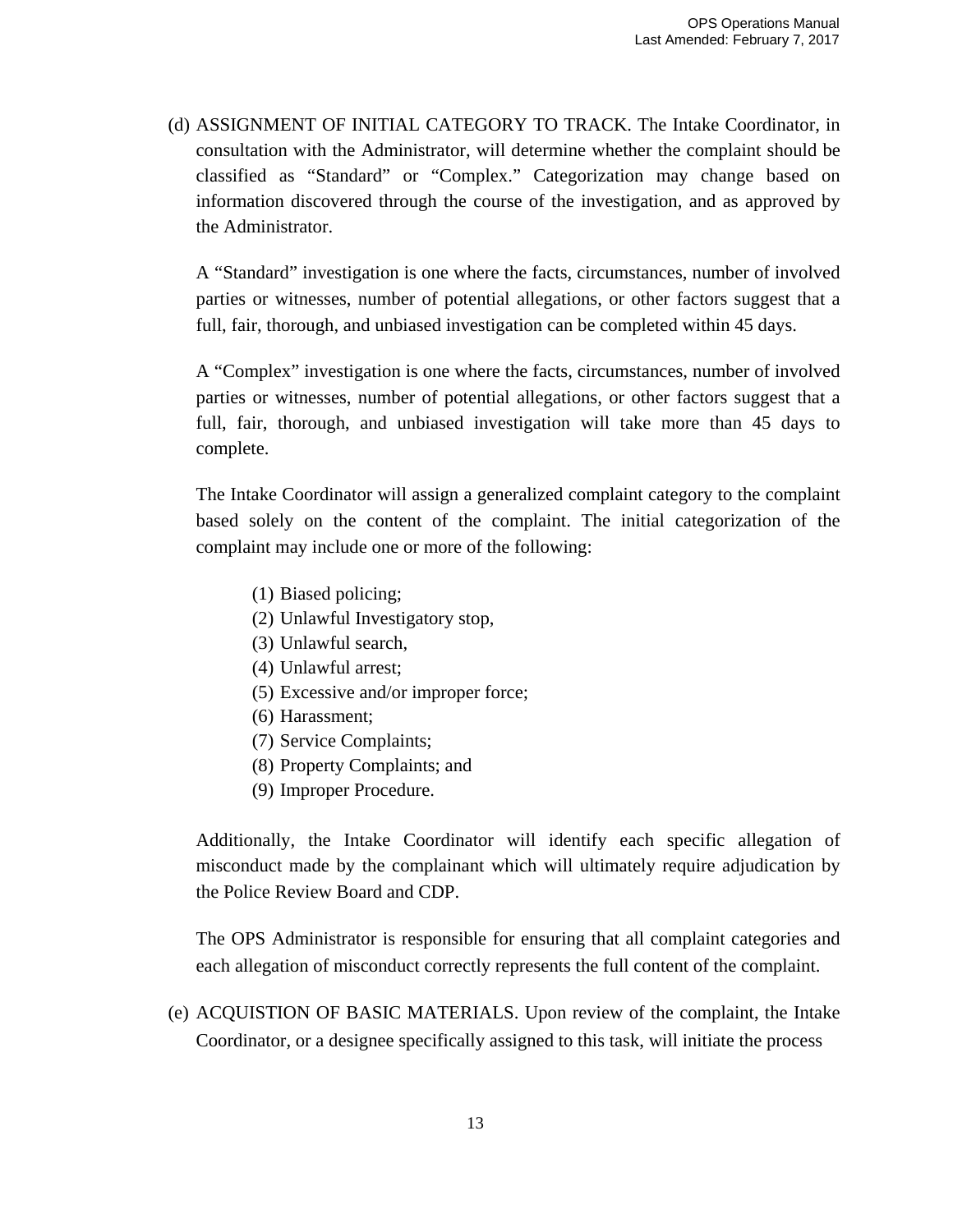(d) ASSIGNMENT OF INITIAL CATEGORY TO TRACK. The Intake Coordinator, in consultation with the Administrator, will determine whether the complaint should be classified as “Standard” or “Complex.” Categorization may change based on information discovered through the course of the investigation, and as approved by the Administrator.

A “Standard” investigation is one where the facts, circumstances, number of involved parties or witnesses, number of potential allegations, or other factors suggest that a full, fair, thorough, and unbiased investigation can be completed within 45 days.

A “Complex” investigation is one where the facts, circumstances, number of involved parties or witnesses, number of potential allegations, or other factors suggest that a full, fair, thorough, and unbiased investigation will take more than 45 days to complete.

The Intake Coordinator will assign a generalized complaint category to the complaint based solely on the content of the complaint. The initial categorization of the complaint may include one or more of the following:

(1) Biased policing;
(2) Unlawful Investigatory stop,
(3) Unlawful search,
(4) Unlawful arrest;
(5) Excessive and/or improper force;
(6) Harassment;
(7) Service Complaints;
(8) Property Complaints; and
(9) Improper Procedure.

Additionally, the Intake Coordinator will identify each specific allegation of misconduct made by the complainant which will ultimately require adjudication by the Police Review Board and CDP.

The OPS Administrator is responsible for ensuring that all complaint categories and each allegation of misconduct correctly represents the full content of the complaint.

(e) ACQUISTION OF BASIC MATERIALS. Upon review of the complaint, the Intake Coordinator, or a designee specifically assigned to this task, will initiate the process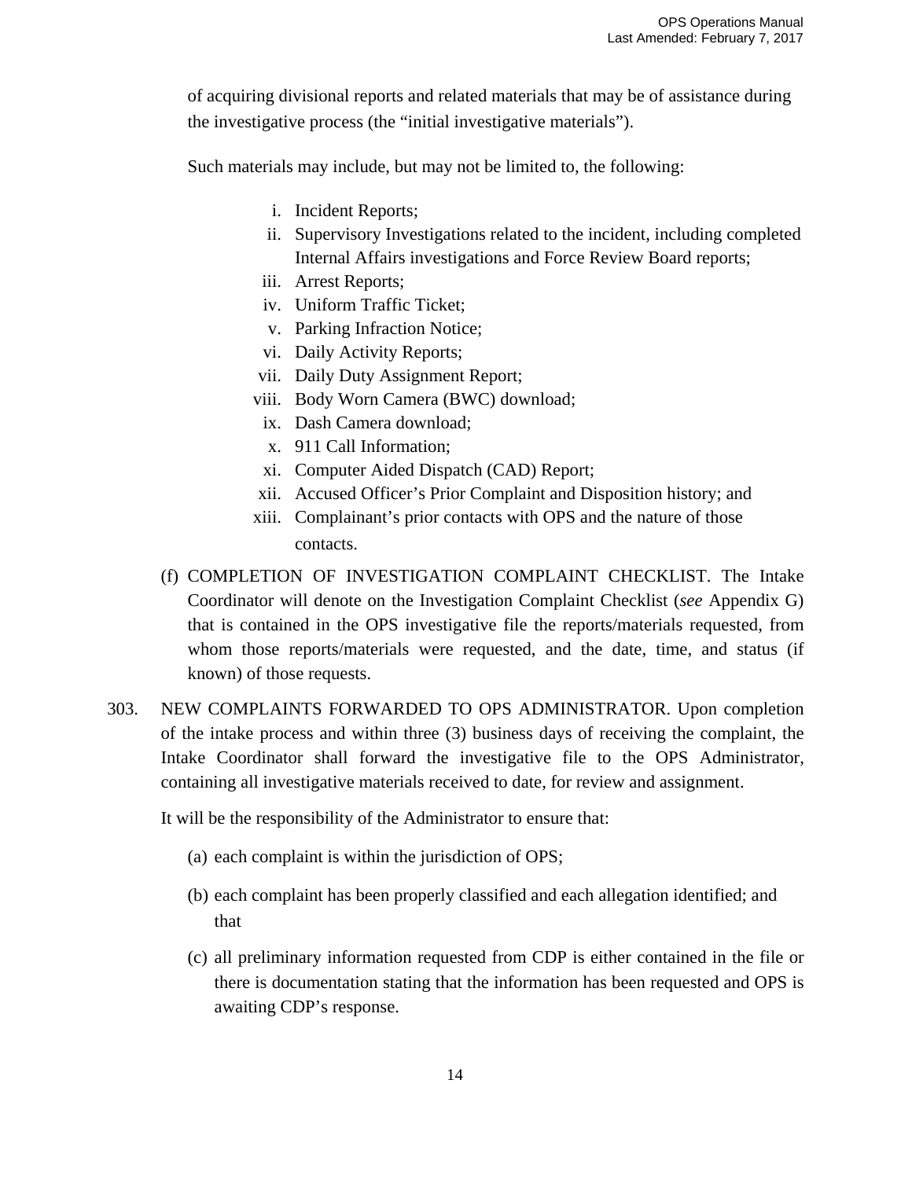of acquiring divisional reports and related materials that may be of assistance during the investigative process (the "initial investigative materials").

Such materials may include, but may not be limited to, the following:

i. Incident Reports;
ii. Supervisory Investigations related to the incident, including completed Internal Affairs investigations and Force Review Board reports;
iii. Arrest Reports;
iv. Uniform Traffic Ticket;
v. Parking Infraction Notice;
vi. Daily Activity Reports;
vii. Daily Duty Assignment Report;
viii. Body Worn Camera (BWC) download;
ix. Dash Camera download;
x. 911 Call Information;
xi. Computer Aided Dispatch (CAD) Report;
xii. Accused Officer's Prior Complaint and Disposition history; and
xiii. Complainant's prior contacts with OPS and the nature of those contacts.

(f) COMPLETION OF INVESTIGATION COMPLAINT CHECKLIST. The Intake Coordinator will denote on the Investigation Complaint Checklist (*see* Appendix G) that is contained in the OPS investigative file the reports/materials requested, from whom those reports/materials were requested, and the date, time, and status (if known) of those requests.

303. NEW COMPLAINTS FORWARDED TO OPS ADMINISTRATOR. Upon completion of the intake process and within three (3) business days of receiving the complaint, the Intake Coordinator shall forward the investigative file to the OPS Administrator, containing all investigative materials received to date, for review and assignment.

It will be the responsibility of the Administrator to ensure that:

(a) each complaint is within the jurisdiction of OPS;

(b) each complaint has been properly classified and each allegation identified; and that

(c) all preliminary information requested from CDP is either contained in the file or there is documentation stating that the information has been requested and OPS is awaiting CDP's response.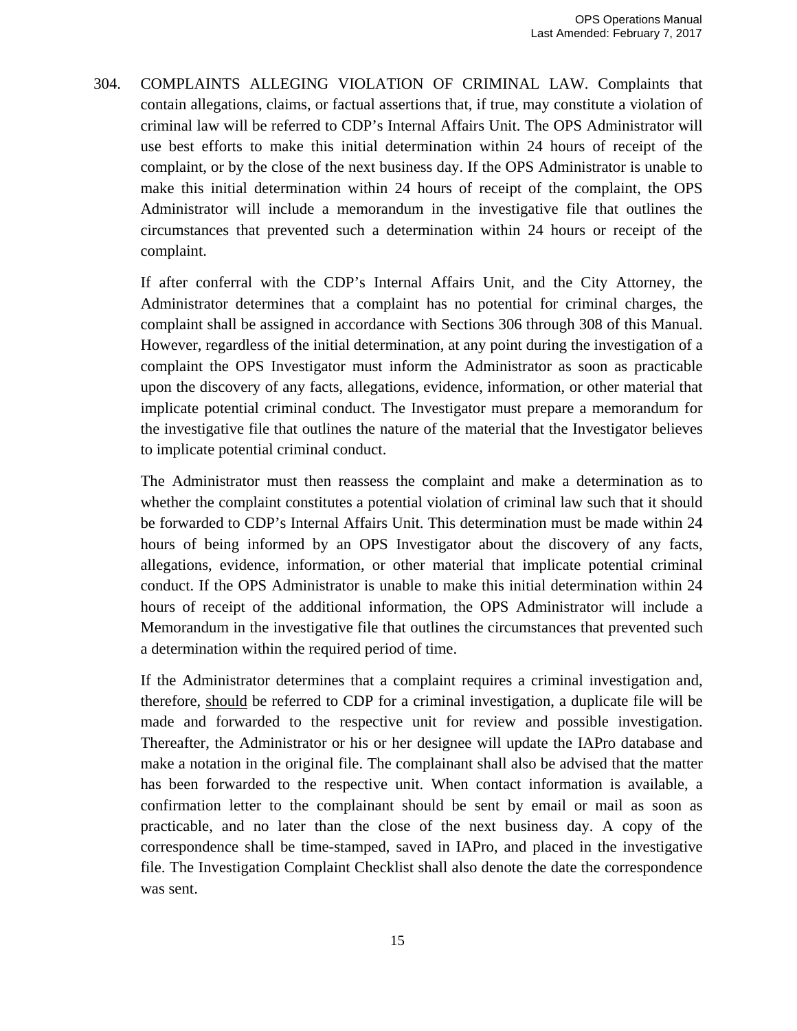304. COMPLAINTS ALLEGING VIOLATION OF CRIMINAL LAW. Complaints that contain allegations, claims, or factual assertions that, if true, may constitute a violation of criminal law will be referred to CDP's Internal Affairs Unit. The OPS Administrator will use best efforts to make this initial determination within 24 hours of receipt of the complaint, or by the close of the next business day. If the OPS Administrator is unable to make this initial determination within 24 hours of receipt of the complaint, the OPS Administrator will include a memorandum in the investigative file that outlines the circumstances that prevented such a determination within 24 hours or receipt of the complaint.

If after conferral with the CDP's Internal Affairs Unit, and the City Attorney, the Administrator determines that a complaint has no potential for criminal charges, the complaint shall be assigned in accordance with Sections 306 through 308 of this Manual. However, regardless of the initial determination, at any point during the investigation of a complaint the OPS Investigator must inform the Administrator as soon as practicable upon the discovery of any facts, allegations, evidence, information, or other material that implicate potential criminal conduct. The Investigator must prepare a memorandum for the investigative file that outlines the nature of the material that the Investigator believes to implicate potential criminal conduct.

The Administrator must then reassess the complaint and make a determination as to whether the complaint constitutes a potential violation of criminal law such that it should be forwarded to CDP's Internal Affairs Unit. This determination must be made within 24 hours of being informed by an OPS Investigator about the discovery of any facts, allegations, evidence, information, or other material that implicate potential criminal conduct. If the OPS Administrator is unable to make this initial determination within 24 hours of receipt of the additional information, the OPS Administrator will include a Memorandum in the investigative file that outlines the circumstances that prevented such a determination within the required period of time.

If the Administrator determines that a complaint requires a criminal investigation and, therefore, <u>should</u> be referred to CDP for a criminal investigation, a duplicate file will be made and forwarded to the respective unit for review and possible investigation. Thereafter, the Administrator or his or her designee will update the IAPro database and make a notation in the original file. The complainant shall also be advised that the matter has been forwarded to the respective unit. When contact information is available, a confirmation letter to the complainant should be sent by email or mail as soon as practicable, and no later than the close of the next business day. A copy of the correspondence shall be time-stamped, saved in IAPro, and placed in the investigative file. The Investigation Complaint Checklist shall also denote the date the correspondence was sent.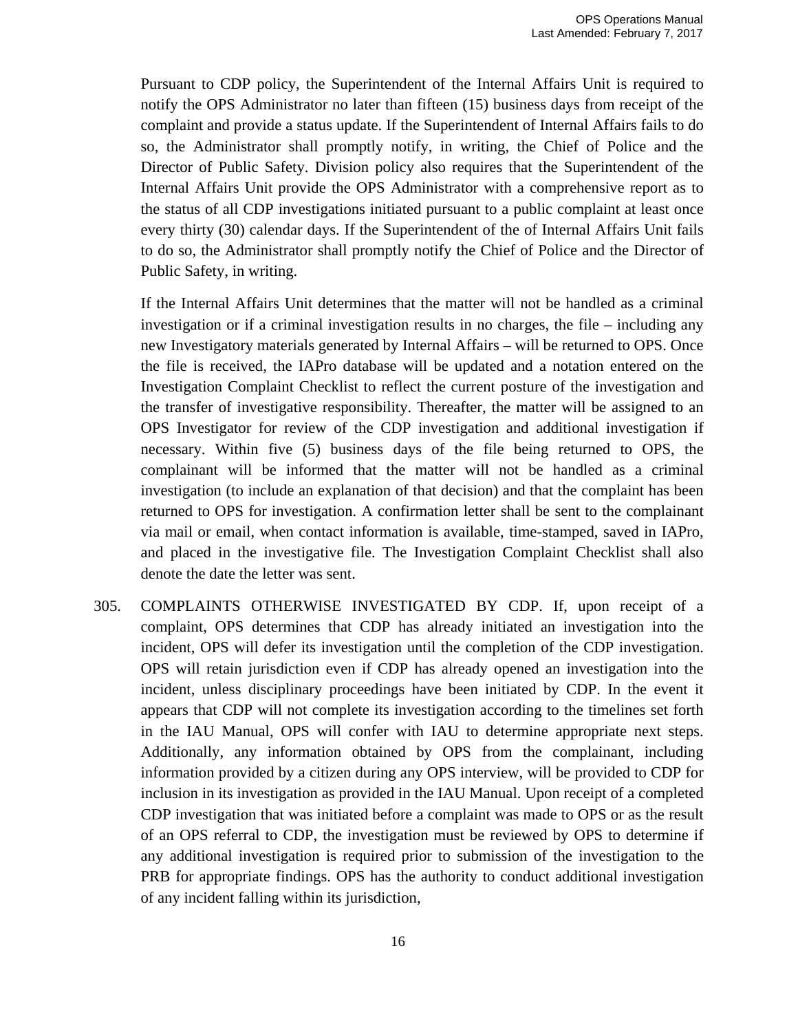Pursuant to CDP policy, the Superintendent of the Internal Affairs Unit is required to notify the OPS Administrator no later than fifteen (15) business days from receipt of the complaint and provide a status update. If the Superintendent of Internal Affairs fails to do so, the Administrator shall promptly notify, in writing, the Chief of Police and the Director of Public Safety. Division policy also requires that the Superintendent of the Internal Affairs Unit provide the OPS Administrator with a comprehensive report as to the status of all CDP investigations initiated pursuant to a public complaint at least once every thirty (30) calendar days. If the Superintendent of the of Internal Affairs Unit fails to do so, the Administrator shall promptly notify the Chief of Police and the Director of Public Safety, in writing.

If the Internal Affairs Unit determines that the matter will not be handled as a criminal investigation or if a criminal investigation results in no charges, the file – including any new Investigatory materials generated by Internal Affairs – will be returned to OPS. Once the file is received, the IAPro database will be updated and a notation entered on the Investigation Complaint Checklist to reflect the current posture of the investigation and the transfer of investigative responsibility. Thereafter, the matter will be assigned to an OPS Investigator for review of the CDP investigation and additional investigation if necessary. Within five (5) business days of the file being returned to OPS, the complainant will be informed that the matter will not be handled as a criminal investigation (to include an explanation of that decision) and that the complaint has been returned to OPS for investigation. A confirmation letter shall be sent to the complainant via mail or email, when contact information is available, time-stamped, saved in IAPro, and placed in the investigative file. The Investigation Complaint Checklist shall also denote the date the letter was sent.

305. COMPLAINTS OTHERWISE INVESTIGATED BY CDP. If, upon receipt of a complaint, OPS determines that CDP has already initiated an investigation into the incident, OPS will defer its investigation until the completion of the CDP investigation. OPS will retain jurisdiction even if CDP has already opened an investigation into the incident, unless disciplinary proceedings have been initiated by CDP. In the event it appears that CDP will not complete its investigation according to the timelines set forth in the IAU Manual, OPS will confer with IAU to determine appropriate next steps. Additionally, any information obtained by OPS from the complainant, including information provided by a citizen during any OPS interview, will be provided to CDP for inclusion in its investigation as provided in the IAU Manual. Upon receipt of a completed CDP investigation that was initiated before a complaint was made to OPS or as the result of an OPS referral to CDP, the investigation must be reviewed by OPS to determine if any additional investigation is required prior to submission of the investigation to the PRB for appropriate findings. OPS has the authority to conduct additional investigation of any incident falling within its jurisdiction,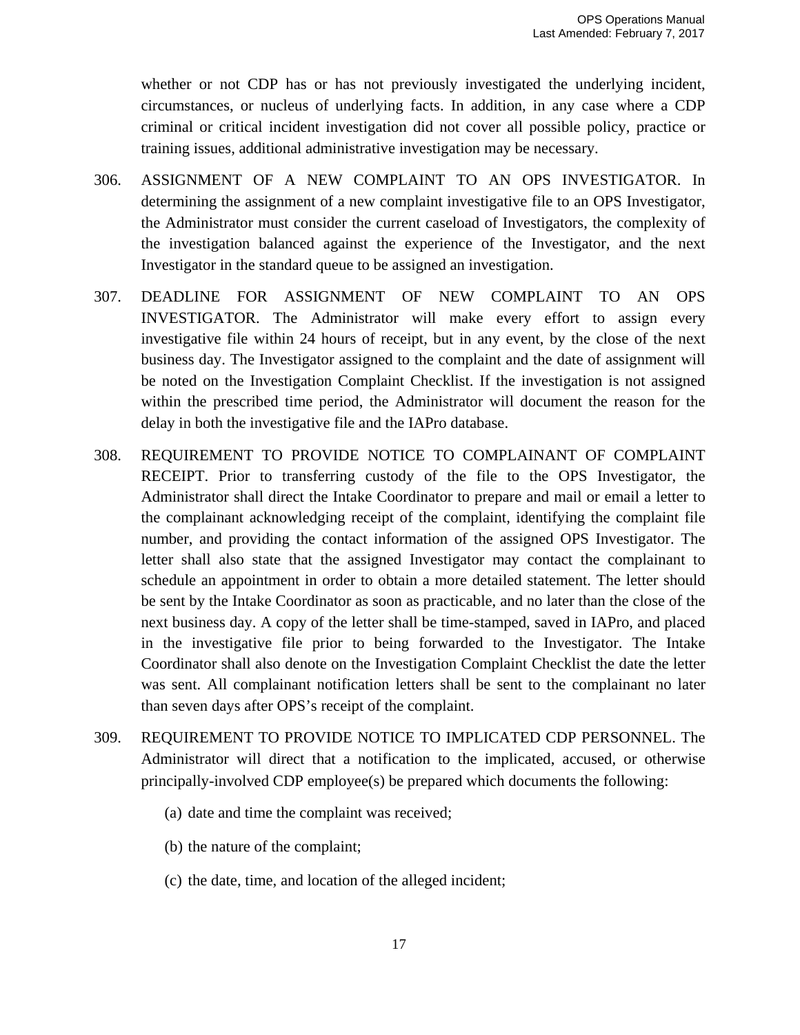whether or not CDP has or has not previously investigated the underlying incident, circumstances, or nucleus of underlying facts. In addition, in any case where a CDP criminal or critical incident investigation did not cover all possible policy, practice or training issues, additional administrative investigation may be necessary.

306. ASSIGNMENT OF A NEW COMPLAINT TO AN OPS INVESTIGATOR. In determining the assignment of a new complaint investigative file to an OPS Investigator, the Administrator must consider the current caseload of Investigators, the complexity of the investigation balanced against the experience of the Investigator, and the next Investigator in the standard queue to be assigned an investigation.

307. DEADLINE FOR ASSIGNMENT OF NEW COMPLAINT TO AN OPS INVESTIGATOR. The Administrator will make every effort to assign every investigative file within 24 hours of receipt, but in any event, by the close of the next business day. The Investigator assigned to the complaint and the date of assignment will be noted on the Investigation Complaint Checklist. If the investigation is not assigned within the prescribed time period, the Administrator will document the reason for the delay in both the investigative file and the IAPro database.

308. REQUIREMENT TO PROVIDE NOTICE TO COMPLAINANT OF COMPLAINT RECEIPT. Prior to transferring custody of the file to the OPS Investigator, the Administrator shall direct the Intake Coordinator to prepare and mail or email a letter to the complainant acknowledging receipt of the complaint, identifying the complaint file number, and providing the contact information of the assigned OPS Investigator. The letter shall also state that the assigned Investigator may contact the complainant to schedule an appointment in order to obtain a more detailed statement. The letter should be sent by the Intake Coordinator as soon as practicable, and no later than the close of the next business day. A copy of the letter shall be time-stamped, saved in IAPro, and placed in the investigative file prior to being forwarded to the Investigator. The Intake Coordinator shall also denote on the Investigation Complaint Checklist the date the letter was sent. All complainant notification letters shall be sent to the complainant no later than seven days after OPS's receipt of the complaint.

309. REQUIREMENT TO PROVIDE NOTICE TO IMPLICATED CDP PERSONNEL. The Administrator will direct that a notification to the implicated, accused, or otherwise principally-involved CDP employee(s) be prepared which documents the following:

   (a) date and time the complaint was received;

   (b) the nature of the complaint;

   (c) the date, time, and location of the alleged incident;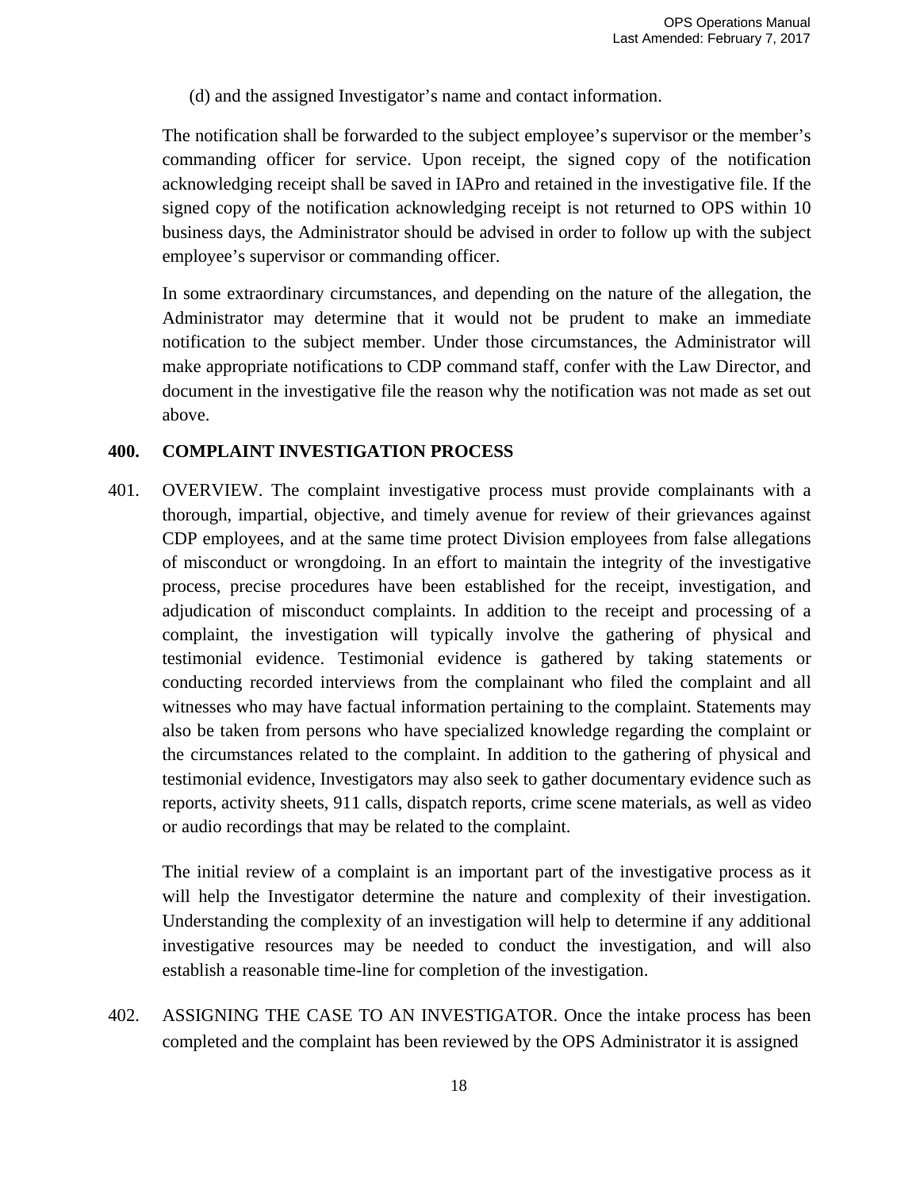(d) and the assigned Investigator's name and contact information.

The notification shall be forwarded to the subject employee's supervisor or the member's commanding officer for service. Upon receipt, the signed copy of the notification acknowledging receipt shall be saved in IAPro and retained in the investigative file. If the signed copy of the notification acknowledging receipt is not returned to OPS within 10 business days, the Administrator should be advised in order to follow up with the subject employee's supervisor or commanding officer.

In some extraordinary circumstances, and depending on the nature of the allegation, the Administrator may determine that it would not be prudent to make an immediate notification to the subject member. Under those circumstances, the Administrator will make appropriate notifications to CDP command staff, confer with the Law Director, and document in the investigative file the reason why the notification was not made as set out above.

## 400. COMPLAINT INVESTIGATION PROCESS

401. OVERVIEW. The complaint investigative process must provide complainants with a thorough, impartial, objective, and timely avenue for review of their grievances against CDP employees, and at the same time protect Division employees from false allegations of misconduct or wrongdoing. In an effort to maintain the integrity of the investigative process, precise procedures have been established for the receipt, investigation, and adjudication of misconduct complaints. In addition to the receipt and processing of a complaint, the investigation will typically involve the gathering of physical and testimonial evidence. Testimonial evidence is gathered by taking statements or conducting recorded interviews from the complainant who filed the complaint and all witnesses who may have factual information pertaining to the complaint. Statements may also be taken from persons who have specialized knowledge regarding the complaint or the circumstances related to the complaint. In addition to the gathering of physical and testimonial evidence, Investigators may also seek to gather documentary evidence such as reports, activity sheets, 911 calls, dispatch reports, crime scene materials, as well as video or audio recordings that may be related to the complaint.

The initial review of a complaint is an important part of the investigative process as it will help the Investigator determine the nature and complexity of their investigation. Understanding the complexity of an investigation will help to determine if any additional investigative resources may be needed to conduct the investigation, and will also establish a reasonable time-line for completion of the investigation.

402. ASSIGNING THE CASE TO AN INVESTIGATOR. Once the intake process has been completed and the complaint has been reviewed by the OPS Administrator it is assigned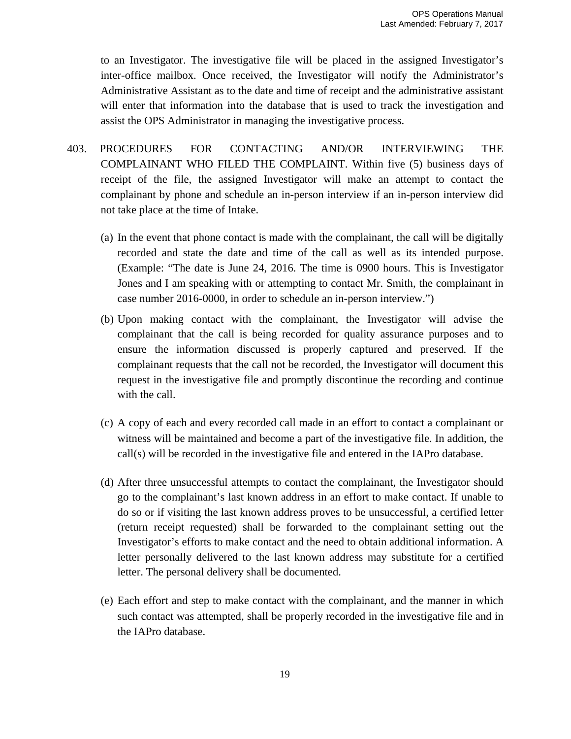to an Investigator. The investigative file will be placed in the assigned Investigator's inter-office mailbox. Once received, the Investigator will notify the Administrator's Administrative Assistant as to the date and time of receipt and the administrative assistant will enter that information into the database that is used to track the investigation and assist the OPS Administrator in managing the investigative process.

403. PROCEDURES FOR CONTACTING AND/OR INTERVIEWING THE COMPLAINANT WHO FILED THE COMPLAINT. Within five (5) business days of receipt of the file, the assigned Investigator will make an attempt to contact the complainant by phone and schedule an in-person interview if an in-person interview did not take place at the time of Intake.

(a) In the event that phone contact is made with the complainant, the call will be digitally recorded and state the date and time of the call as well as its intended purpose. (Example: "The date is June 24, 2016. The time is 0900 hours. This is Investigator Jones and I am speaking with or attempting to contact Mr. Smith, the complainant in case number 2016-0000, in order to schedule an in-person interview.")

(b) Upon making contact with the complainant, the Investigator will advise the complainant that the call is being recorded for quality assurance purposes and to ensure the information discussed is properly captured and preserved. If the complainant requests that the call not be recorded, the Investigator will document this request in the investigative file and promptly discontinue the recording and continue with the call.

(c) A copy of each and every recorded call made in an effort to contact a complainant or witness will be maintained and become a part of the investigative file. In addition, the call(s) will be recorded in the investigative file and entered in the IAPro database.

(d) After three unsuccessful attempts to contact the complainant, the Investigator should go to the complainant's last known address in an effort to make contact. If unable to do so or if visiting the last known address proves to be unsuccessful, a certified letter (return receipt requested) shall be forwarded to the complainant setting out the Investigator's efforts to make contact and the need to obtain additional information. A letter personally delivered to the last known address may substitute for a certified letter. The personal delivery shall be documented.

(e) Each effort and step to make contact with the complainant, and the manner in which such contact was attempted, shall be properly recorded in the investigative file and in the IAPro database.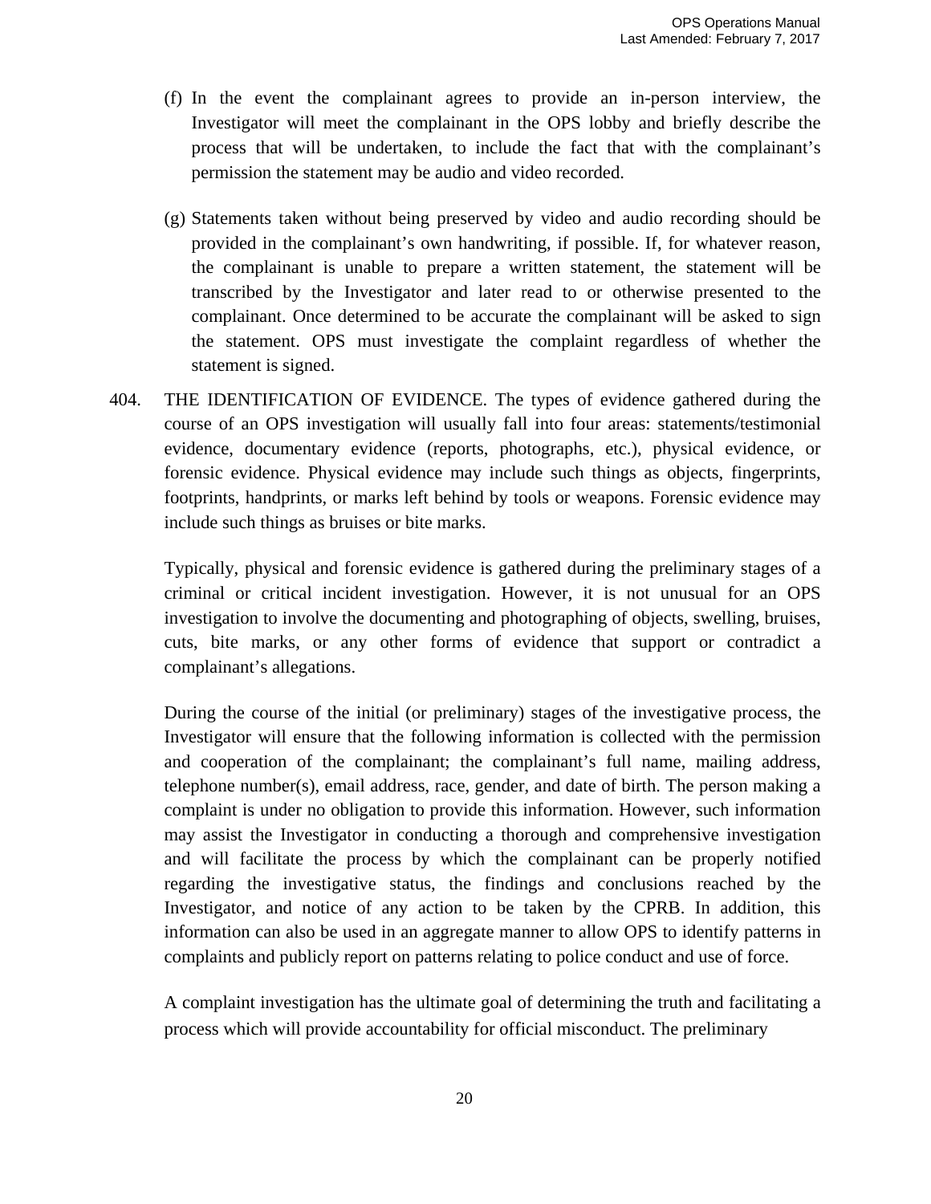(f) In the event the complainant agrees to provide an in-person interview, the Investigator will meet the complainant in the OPS lobby and briefly describe the process that will be undertaken, to include the fact that with the complainant's permission the statement may be audio and video recorded.

(g) Statements taken without being preserved by video and audio recording should be provided in the complainant's own handwriting, if possible. If, for whatever reason, the complainant is unable to prepare a written statement, the statement will be transcribed by the Investigator and later read to or otherwise presented to the complainant. Once determined to be accurate the complainant will be asked to sign the statement. OPS must investigate the complaint regardless of whether the statement is signed.

404. THE IDENTIFICATION OF EVIDENCE. The types of evidence gathered during the course of an OPS investigation will usually fall into four areas: statements/testimonial evidence, documentary evidence (reports, photographs, etc.), physical evidence, or forensic evidence. Physical evidence may include such things as objects, fingerprints, footprints, handprints, or marks left behind by tools or weapons. Forensic evidence may include such things as bruises or bite marks.

Typically, physical and forensic evidence is gathered during the preliminary stages of a criminal or critical incident investigation. However, it is not unusual for an OPS investigation to involve the documenting and photographing of objects, swelling, bruises, cuts, bite marks, or any other forms of evidence that support or contradict a complainant's allegations.

During the course of the initial (or preliminary) stages of the investigative process, the Investigator will ensure that the following information is collected with the permission and cooperation of the complainant; the complainant's full name, mailing address, telephone number(s), email address, race, gender, and date of birth. The person making a complaint is under no obligation to provide this information. However, such information may assist the Investigator in conducting a thorough and comprehensive investigation and will facilitate the process by which the complainant can be properly notified regarding the investigative status, the findings and conclusions reached by the Investigator, and notice of any action to be taken by the CPRB. In addition, this information can also be used in an aggregate manner to allow OPS to identify patterns in complaints and publicly report on patterns relating to police conduct and use of force.

A complaint investigation has the ultimate goal of determining the truth and facilitating a process which will provide accountability for official misconduct. The preliminary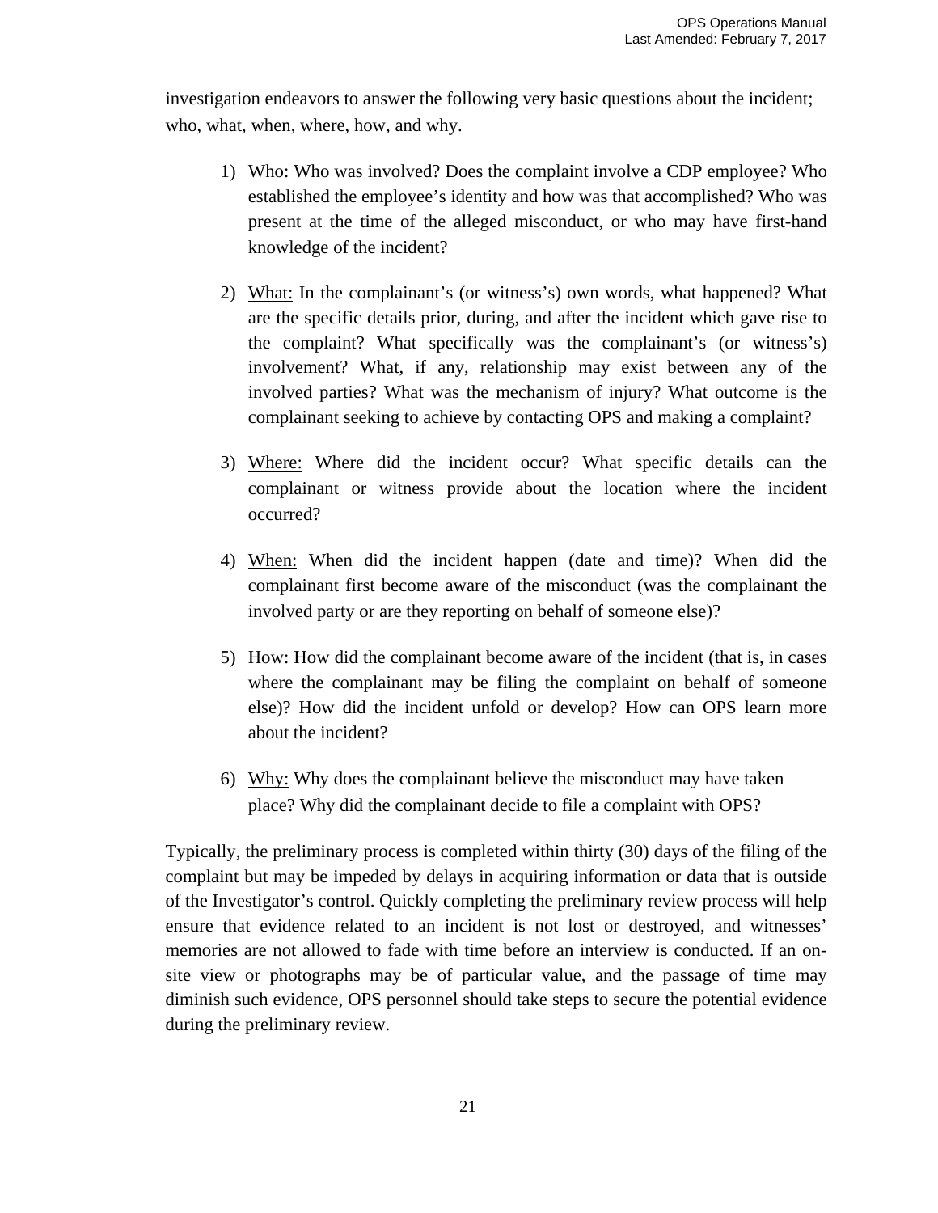investigation endeavors to answer the following very basic questions about the incident; who, what, when, where, how, and why.

1) <u>Who:</u> Who was involved? Does the complaint involve a CDP employee? Who established the employee's identity and how was that accomplished? Who was present at the time of the alleged misconduct, or who may have first-hand knowledge of the incident?

2) <u>What:</u> In the complainant's (or witness's) own words, what happened? What are the specific details prior, during, and after the incident which gave rise to the complaint? What specifically was the complainant's (or witness's) involvement? What, if any, relationship may exist between any of the involved parties? What was the mechanism of injury? What outcome is the complainant seeking to achieve by contacting OPS and making a complaint?

3) <u>Where:</u> Where did the incident occur? What specific details can the complainant or witness provide about the location where the incident occurred?

4) <u>When:</u> When did the incident happen (date and time)? When did the complainant first become aware of the misconduct (was the complainant the involved party or are they reporting on behalf of someone else)?

5) <u>How:</u> How did the complainant become aware of the incident (that is, in cases where the complainant may be filing the complaint on behalf of someone else)? How did the incident unfold or develop? How can OPS learn more about the incident?

6) <u>Why:</u> Why does the complainant believe the misconduct may have taken place? Why did the complainant decide to file a complaint with OPS?

Typically, the preliminary process is completed within thirty (30) days of the filing of the complaint but may be impeded by delays in acquiring information or data that is outside of the Investigator's control. Quickly completing the preliminary review process will help ensure that evidence related to an incident is not lost or destroyed, and witnesses' memories are not allowed to fade with time before an interview is conducted. If an on-site view or photographs may be of particular value, and the passage of time may diminish such evidence, OPS personnel should take steps to secure the potential evidence during the preliminary review.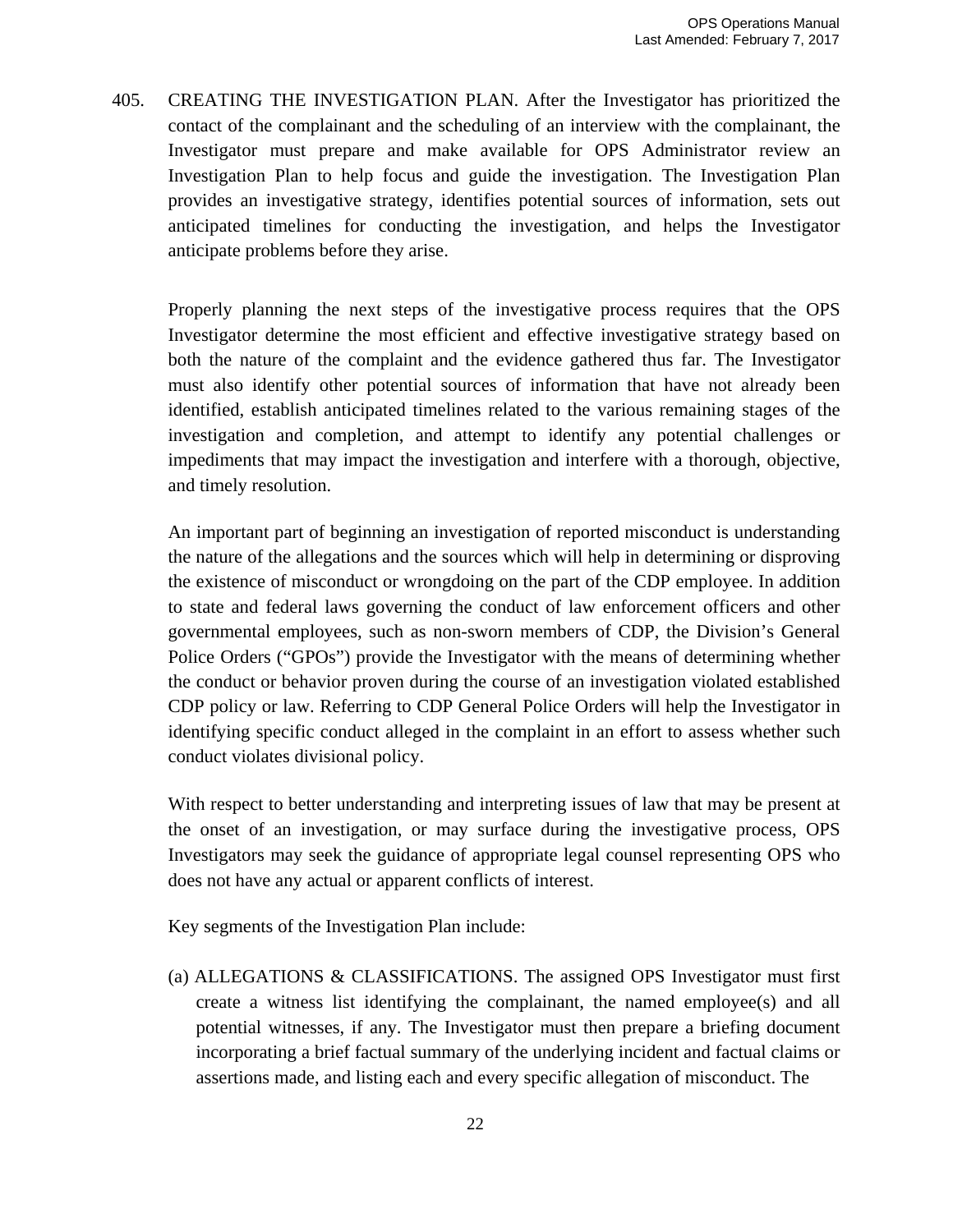405. CREATING THE INVESTIGATION PLAN. After the Investigator has prioritized the contact of the complainant and the scheduling of an interview with the complainant, the Investigator must prepare and make available for OPS Administrator review an Investigation Plan to help focus and guide the investigation. The Investigation Plan provides an investigative strategy, identifies potential sources of information, sets out anticipated timelines for conducting the investigation, and helps the Investigator anticipate problems before they arise.

Properly planning the next steps of the investigative process requires that the OPS Investigator determine the most efficient and effective investigative strategy based on both the nature of the complaint and the evidence gathered thus far. The Investigator must also identify other potential sources of information that have not already been identified, establish anticipated timelines related to the various remaining stages of the investigation and completion, and attempt to identify any potential challenges or impediments that may impact the investigation and interfere with a thorough, objective, and timely resolution.

An important part of beginning an investigation of reported misconduct is understanding the nature of the allegations and the sources which will help in determining or disproving the existence of misconduct or wrongdoing on the part of the CDP employee. In addition to state and federal laws governing the conduct of law enforcement officers and other governmental employees, such as non-sworn members of CDP, the Division's General Police Orders ("GPOs") provide the Investigator with the means of determining whether the conduct or behavior proven during the course of an investigation violated established CDP policy or law. Referring to CDP General Police Orders will help the Investigator in identifying specific conduct alleged in the complaint in an effort to assess whether such conduct violates divisional policy.

With respect to better understanding and interpreting issues of law that may be present at the onset of an investigation, or may surface during the investigative process, OPS Investigators may seek the guidance of appropriate legal counsel representing OPS who does not have any actual or apparent conflicts of interest.

Key segments of the Investigation Plan include:

(a) ALLEGATIONS & CLASSIFICATIONS. The assigned OPS Investigator must first create a witness list identifying the complainant, the named employee(s) and all potential witnesses, if any. The Investigator must then prepare a briefing document incorporating a brief factual summary of the underlying incident and factual claims or assertions made, and listing each and every specific allegation of misconduct. The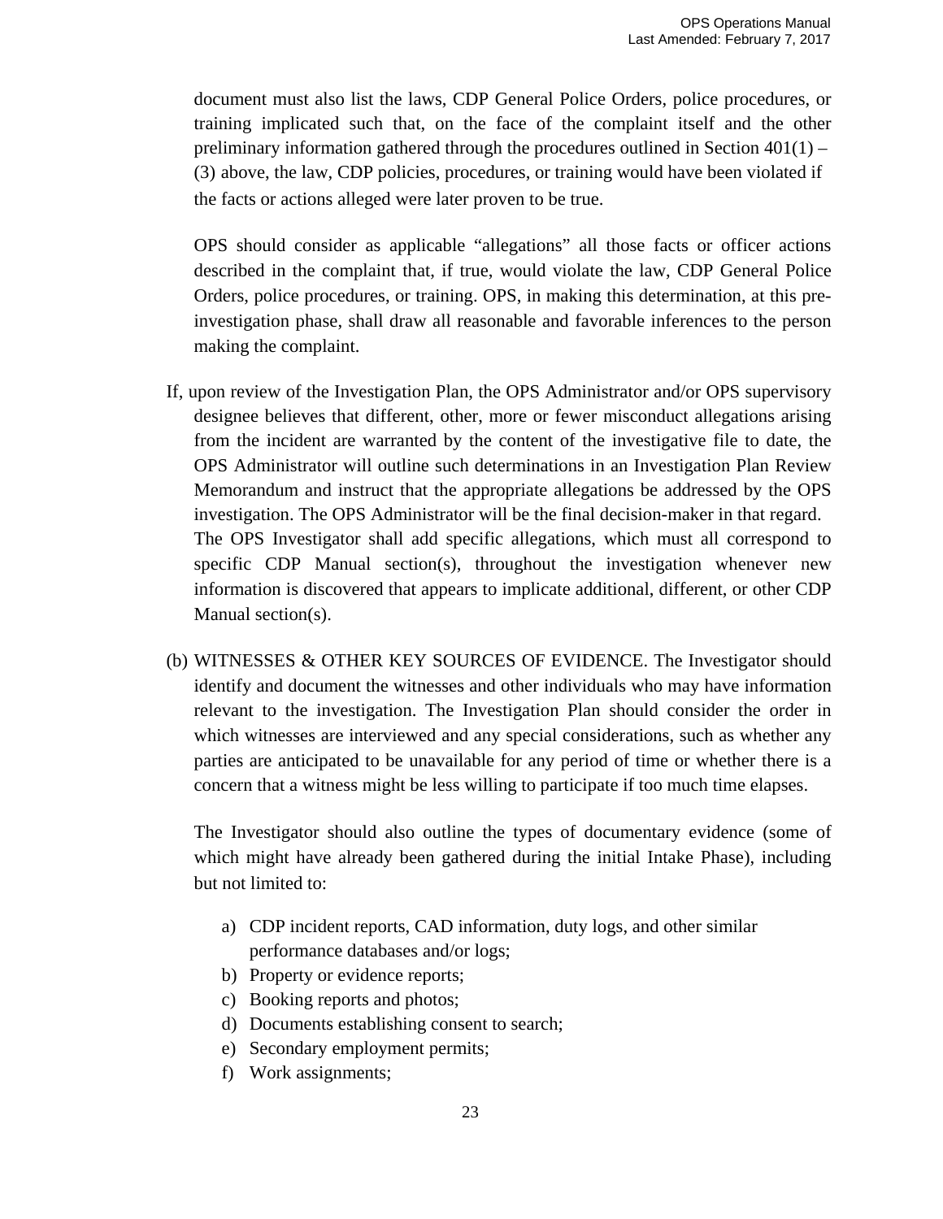document must also list the laws, CDP General Police Orders, police procedures, or training implicated such that, on the face of the complaint itself and the other preliminary information gathered through the procedures outlined in Section 401(1) – (3) above, the law, CDP policies, procedures, or training would have been violated if the facts or actions alleged were later proven to be true.

OPS should consider as applicable “allegations” all those facts or officer actions described in the complaint that, if true, would violate the law, CDP General Police Orders, police procedures, or training. OPS, in making this determination, at this pre-investigation phase, shall draw all reasonable and favorable inferences to the person making the complaint.

If, upon review of the Investigation Plan, the OPS Administrator and/or OPS supervisory designee believes that different, other, more or fewer misconduct allegations arising from the incident are warranted by the content of the investigative file to date, the OPS Administrator will outline such determinations in an Investigation Plan Review Memorandum and instruct that the appropriate allegations be addressed by the OPS investigation. The OPS Administrator will be the final decision-maker in that regard. The OPS Investigator shall add specific allegations, which must all correspond to specific CDP Manual section(s), throughout the investigation whenever new information is discovered that appears to implicate additional, different, or other CDP Manual section(s).

(b) WITNESSES & OTHER KEY SOURCES OF EVIDENCE. The Investigator should identify and document the witnesses and other individuals who may have information relevant to the investigation. The Investigation Plan should consider the order in which witnesses are interviewed and any special considerations, such as whether any parties are anticipated to be unavailable for any period of time or whether there is a concern that a witness might be less willing to participate if too much time elapses.

The Investigator should also outline the types of documentary evidence (some of which might have already been gathered during the initial Intake Phase), including but not limited to:

a) CDP incident reports, CAD information, duty logs, and other similar performance databases and/or logs;
b) Property or evidence reports;
c) Booking reports and photos;
d) Documents establishing consent to search;
e) Secondary employment permits;
f) Work assignments;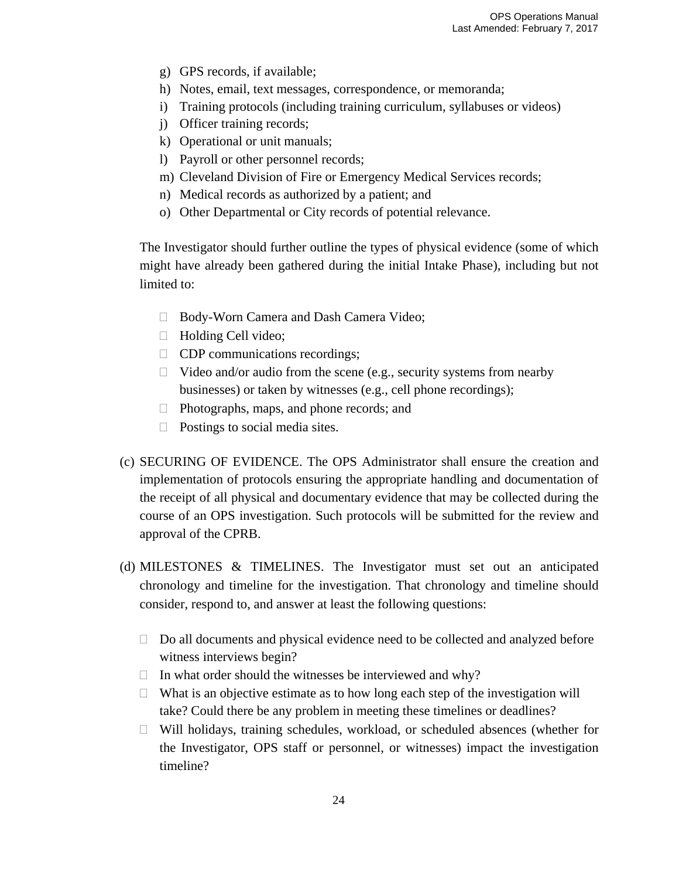g) GPS records, if available;
h) Notes, email, text messages, correspondence, or memoranda;
i) Training protocols (including training curriculum, syllabuses or videos)
j) Officer training records;
k) Operational or unit manuals;
l) Payroll or other personnel records;
m) Cleveland Division of Fire or Emergency Medical Services records;
n) Medical records as authorized by a patient; and
o) Other Departmental or City records of potential relevance.

The Investigator should further outline the types of physical evidence (some of which might have already been gathered during the initial Intake Phase), including but not limited to:

- Body-Worn Camera and Dash Camera Video;
- Holding Cell video;
- CDP communications recordings;
- Video and/or audio from the scene (e.g., security systems from nearby businesses) or taken by witnesses (e.g., cell phone recordings);
- Photographs, maps, and phone records; and
- Postings to social media sites.

(c) SECURING OF EVIDENCE. The OPS Administrator shall ensure the creation and implementation of protocols ensuring the appropriate handling and documentation of the receipt of all physical and documentary evidence that may be collected during the course of an OPS investigation. Such protocols will be submitted for the review and approval of the CPRB.

(d) MILESTONES & TIMELINES. The Investigator must set out an anticipated chronology and timeline for the investigation. That chronology and timeline should consider, respond to, and answer at least the following questions:

- Do all documents and physical evidence need to be collected and analyzed before witness interviews begin?
- In what order should the witnesses be interviewed and why?
- What is an objective estimate as to how long each step of the investigation will take? Could there be any problem in meeting these timelines or deadlines?
- Will holidays, training schedules, workload, or scheduled absences (whether for the Investigator, OPS staff or personnel, or witnesses) impact the investigation timeline?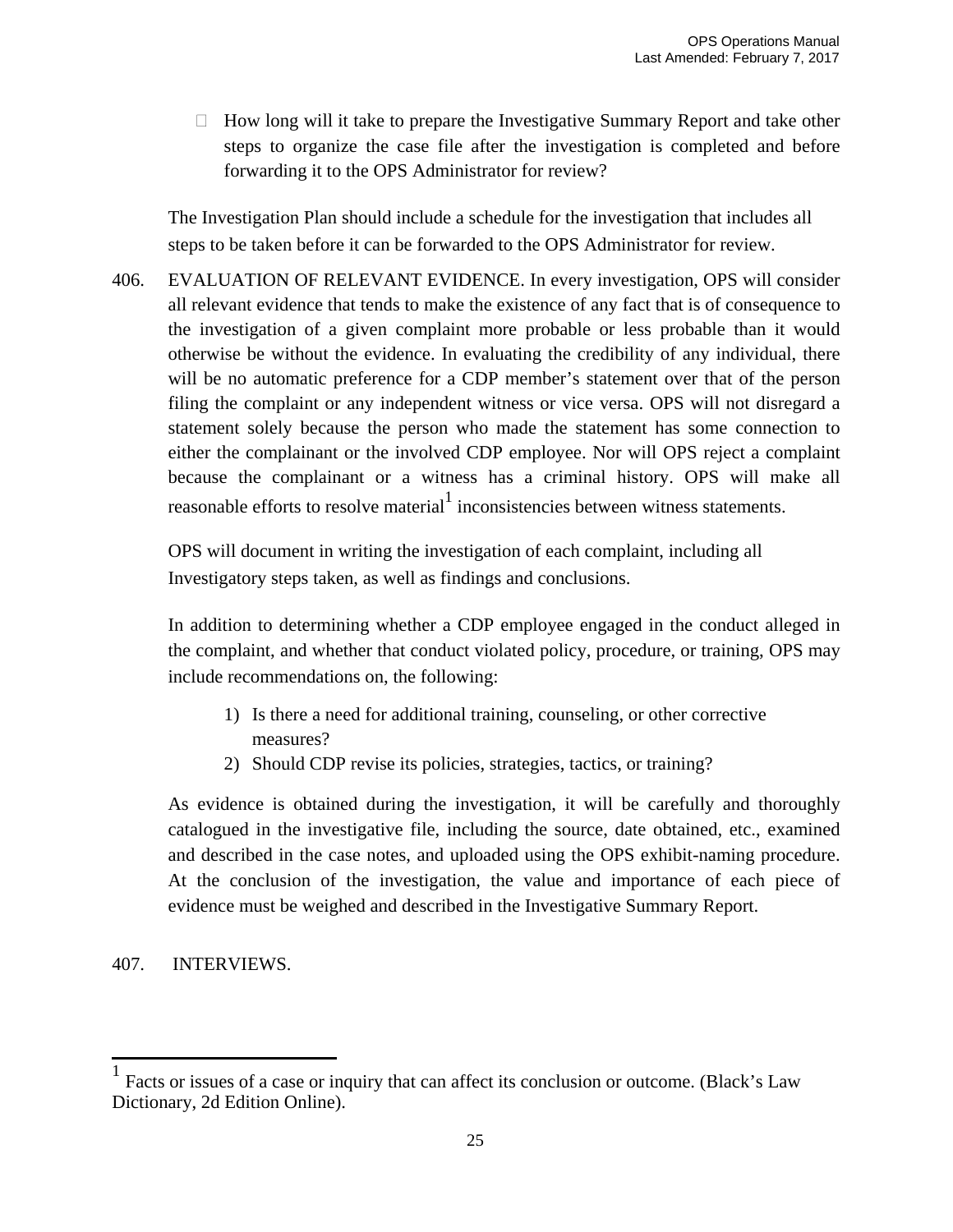- How long will it take to prepare the Investigative Summary Report and take other steps to organize the case file after the investigation is completed and before forwarding it to the OPS Administrator for review?

The Investigation Plan should include a schedule for the investigation that includes all steps to be taken before it can be forwarded to the OPS Administrator for review.

406. EVALUATION OF RELEVANT EVIDENCE. In every investigation, OPS will consider all relevant evidence that tends to make the existence of any fact that is of consequence to the investigation of a given complaint more probable or less probable than it would otherwise be without the evidence. In evaluating the credibility of any individual, there will be no automatic preference for a CDP member's statement over that of the person filing the complaint or any independent witness or vice versa. OPS will not disregard a statement solely because the person who made the statement has some connection to either the complainant or the involved CDP employee. Nor will OPS reject a complaint because the complainant or a witness has a criminal history. OPS will make all reasonable efforts to resolve material[1] inconsistencies between witness statements.

OPS will document in writing the investigation of each complaint, including all Investigatory steps taken, as well as findings and conclusions.

In addition to determining whether a CDP employee engaged in the conduct alleged in the complaint, and whether that conduct violated policy, procedure, or training, OPS may include recommendations on, the following:

1) Is there a need for additional training, counseling, or other corrective measures?
2) Should CDP revise its policies, strategies, tactics, or training?

As evidence is obtained during the investigation, it will be carefully and thoroughly catalogued in the investigative file, including the source, date obtained, etc., examined and described in the case notes, and uploaded using the OPS exhibit-naming procedure. At the conclusion of the investigation, the value and importance of each piece of evidence must be weighed and described in the Investigative Summary Report.

407. INTERVIEWS.

[1] Facts or issues of a case or inquiry that can affect its conclusion or outcome. (Black's Law Dictionary, 2d Edition Online).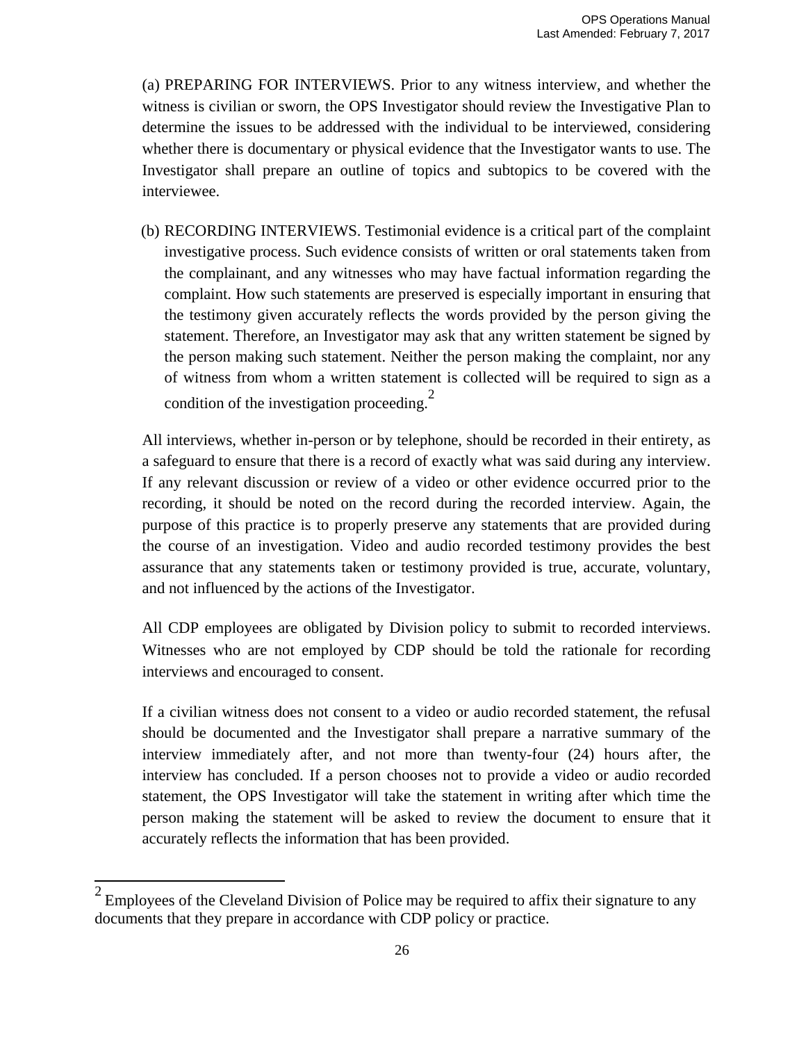(a) PREPARING FOR INTERVIEWS. Prior to any witness interview, and whether the witness is civilian or sworn, the OPS Investigator should review the Investigative Plan to determine the issues to be addressed with the individual to be interviewed, considering whether there is documentary or physical evidence that the Investigator wants to use. The Investigator shall prepare an outline of topics and subtopics to be covered with the interviewee.

(b) RECORDING INTERVIEWS. Testimonial evidence is a critical part of the complaint investigative process. Such evidence consists of written or oral statements taken from the complainant, and any witnesses who may have factual information regarding the complaint. How such statements are preserved is especially important in ensuring that the testimony given accurately reflects the words provided by the person giving the statement. Therefore, an Investigator may ask that any written statement be signed by the person making such statement. Neither the person making the complaint, nor any of witness from whom a written statement is collected will be required to sign as a condition of the investigation proceeding.[2]

All interviews, whether in-person or by telephone, should be recorded in their entirety, as a safeguard to ensure that there is a record of exactly what was said during any interview. If any relevant discussion or review of a video or other evidence occurred prior to the recording, it should be noted on the record during the recorded interview. Again, the purpose of this practice is to properly preserve any statements that are provided during the course of an investigation. Video and audio recorded testimony provides the best assurance that any statements taken or testimony provided is true, accurate, voluntary, and not influenced by the actions of the Investigator.

All CDP employees are obligated by Division policy to submit to recorded interviews. Witnesses who are not employed by CDP should be told the rationale for recording interviews and encouraged to consent.

If a civilian witness does not consent to a video or audio recorded statement, the refusal should be documented and the Investigator shall prepare a narrative summary of the interview immediately after, and not more than twenty-four (24) hours after, the interview has concluded. If a person chooses not to provide a video or audio recorded statement, the OPS Investigator will take the statement in writing after which time the person making the statement will be asked to review the document to ensure that it accurately reflects the information that has been provided.

---

[2] Employees of the Cleveland Division of Police may be required to affix their signature to any documents that they prepare in accordance with CDP policy or practice.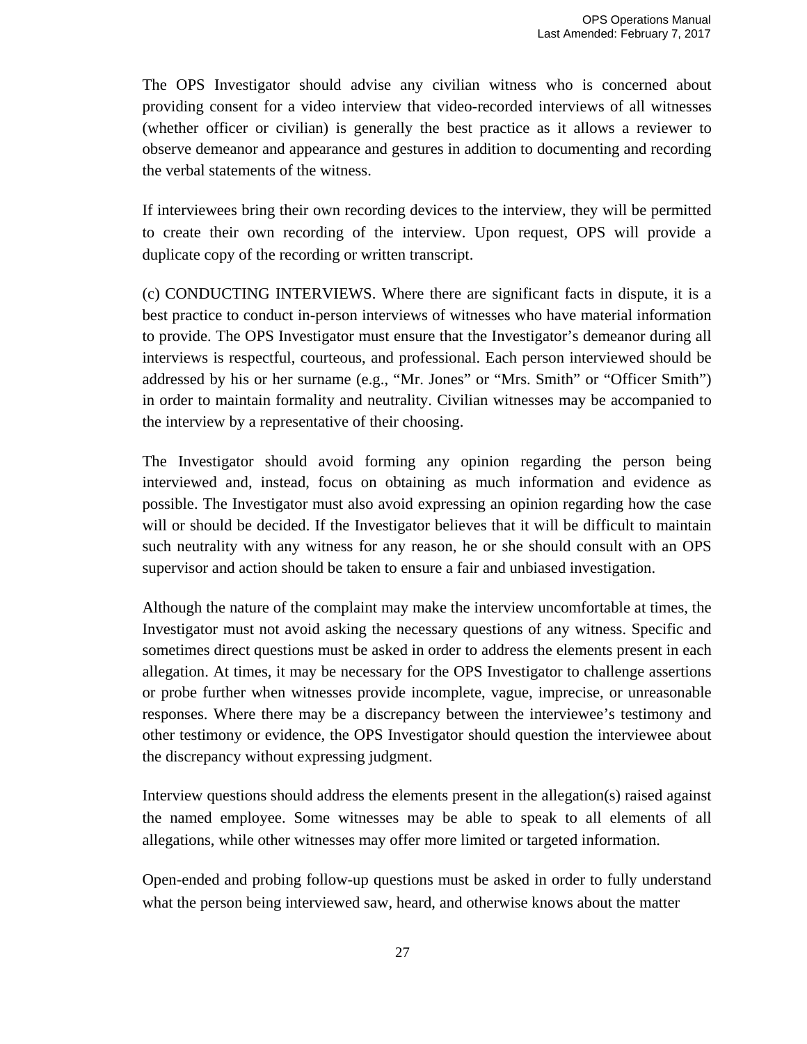The OPS Investigator should advise any civilian witness who is concerned about providing consent for a video interview that video-recorded interviews of all witnesses (whether officer or civilian) is generally the best practice as it allows a reviewer to observe demeanor and appearance and gestures in addition to documenting and recording the verbal statements of the witness.

If interviewees bring their own recording devices to the interview, they will be permitted to create their own recording of the interview. Upon request, OPS will provide a duplicate copy of the recording or written transcript.

(c) CONDUCTING INTERVIEWS. Where there are significant facts in dispute, it is a best practice to conduct in-person interviews of witnesses who have material information to provide. The OPS Investigator must ensure that the Investigator's demeanor during all interviews is respectful, courteous, and professional. Each person interviewed should be addressed by his or her surname (e.g., "Mr. Jones" or "Mrs. Smith" or "Officer Smith") in order to maintain formality and neutrality. Civilian witnesses may be accompanied to the interview by a representative of their choosing.

The Investigator should avoid forming any opinion regarding the person being interviewed and, instead, focus on obtaining as much information and evidence as possible. The Investigator must also avoid expressing an opinion regarding how the case will or should be decided. If the Investigator believes that it will be difficult to maintain such neutrality with any witness for any reason, he or she should consult with an OPS supervisor and action should be taken to ensure a fair and unbiased investigation.

Although the nature of the complaint may make the interview uncomfortable at times, the Investigator must not avoid asking the necessary questions of any witness. Specific and sometimes direct questions must be asked in order to address the elements present in each allegation. At times, it may be necessary for the OPS Investigator to challenge assertions or probe further when witnesses provide incomplete, vague, imprecise, or unreasonable responses. Where there may be a discrepancy between the interviewee's testimony and other testimony or evidence, the OPS Investigator should question the interviewee about the discrepancy without expressing judgment.

Interview questions should address the elements present in the allegation(s) raised against the named employee. Some witnesses may be able to speak to all elements of all allegations, while other witnesses may offer more limited or targeted information.

Open-ended and probing follow-up questions must be asked in order to fully understand what the person being interviewed saw, heard, and otherwise knows about the matter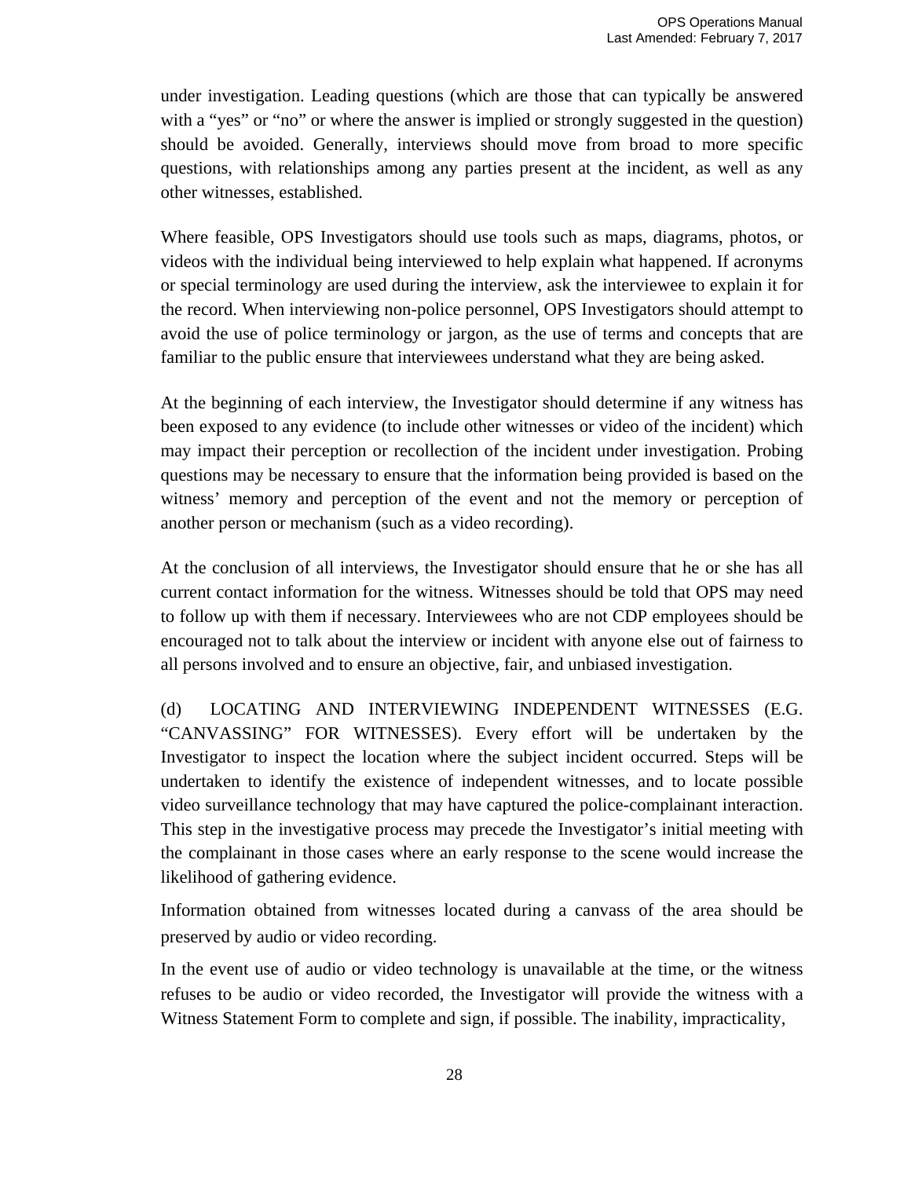under investigation. Leading questions (which are those that can typically be answered with a "yes" or "no" or where the answer is implied or strongly suggested in the question) should be avoided. Generally, interviews should move from broad to more specific questions, with relationships among any parties present at the incident, as well as any other witnesses, established.

Where feasible, OPS Investigators should use tools such as maps, diagrams, photos, or videos with the individual being interviewed to help explain what happened. If acronyms or special terminology are used during the interview, ask the interviewee to explain it for the record. When interviewing non-police personnel, OPS Investigators should attempt to avoid the use of police terminology or jargon, as the use of terms and concepts that are familiar to the public ensure that interviewees understand what they are being asked.

At the beginning of each interview, the Investigator should determine if any witness has been exposed to any evidence (to include other witnesses or video of the incident) which may impact their perception or recollection of the incident under investigation. Probing questions may be necessary to ensure that the information being provided is based on the witness' memory and perception of the event and not the memory or perception of another person or mechanism (such as a video recording).

At the conclusion of all interviews, the Investigator should ensure that he or she has all current contact information for the witness. Witnesses should be told that OPS may need to follow up with them if necessary. Interviewees who are not CDP employees should be encouraged not to talk about the interview or incident with anyone else out of fairness to all persons involved and to ensure an objective, fair, and unbiased investigation.

(d) LOCATING AND INTERVIEWING INDEPENDENT WITNESSES (E.G. "CANVASSING" FOR WITNESSES). Every effort will be undertaken by the Investigator to inspect the location where the subject incident occurred. Steps will be undertaken to identify the existence of independent witnesses, and to locate possible video surveillance technology that may have captured the police-complainant interaction. This step in the investigative process may precede the Investigator's initial meeting with the complainant in those cases where an early response to the scene would increase the likelihood of gathering evidence.

Information obtained from witnesses located during a canvass of the area should be preserved by audio or video recording.

In the event use of audio or video technology is unavailable at the time, or the witness refuses to be audio or video recorded, the Investigator will provide the witness with a Witness Statement Form to complete and sign, if possible. The inability, impracticality,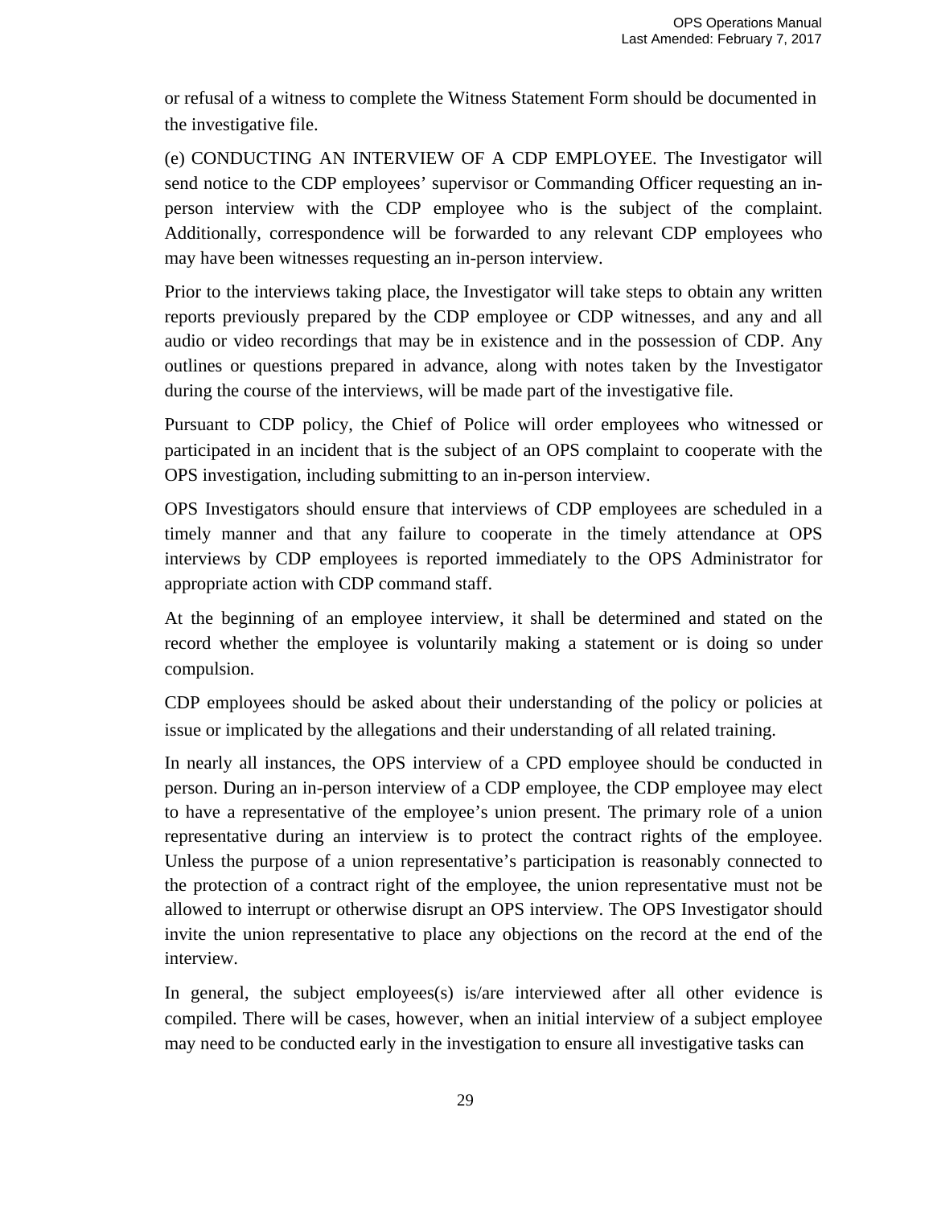or refusal of a witness to complete the Witness Statement Form should be documented in the investigative file.

(e) CONDUCTING AN INTERVIEW OF A CDP EMPLOYEE. The Investigator will send notice to the CDP employees' supervisor or Commanding Officer requesting an in-person interview with the CDP employee who is the subject of the complaint. Additionally, correspondence will be forwarded to any relevant CDP employees who may have been witnesses requesting an in-person interview.

Prior to the interviews taking place, the Investigator will take steps to obtain any written reports previously prepared by the CDP employee or CDP witnesses, and any and all audio or video recordings that may be in existence and in the possession of CDP. Any outlines or questions prepared in advance, along with notes taken by the Investigator during the course of the interviews, will be made part of the investigative file.

Pursuant to CDP policy, the Chief of Police will order employees who witnessed or participated in an incident that is the subject of an OPS complaint to cooperate with the OPS investigation, including submitting to an in-person interview.

OPS Investigators should ensure that interviews of CDP employees are scheduled in a timely manner and that any failure to cooperate in the timely attendance at OPS interviews by CDP employees is reported immediately to the OPS Administrator for appropriate action with CDP command staff.

At the beginning of an employee interview, it shall be determined and stated on the record whether the employee is voluntarily making a statement or is doing so under compulsion.

CDP employees should be asked about their understanding of the policy or policies at issue or implicated by the allegations and their understanding of all related training.

In nearly all instances, the OPS interview of a CPD employee should be conducted in person. During an in-person interview of a CDP employee, the CDP employee may elect to have a representative of the employee's union present. The primary role of a union representative during an interview is to protect the contract rights of the employee. Unless the purpose of a union representative's participation is reasonably connected to the protection of a contract right of the employee, the union representative must not be allowed to interrupt or otherwise disrupt an OPS interview. The OPS Investigator should invite the union representative to place any objections on the record at the end of the interview.

In general, the subject employees(s) is/are interviewed after all other evidence is compiled. There will be cases, however, when an initial interview of a subject employee may need to be conducted early in the investigation to ensure all investigative tasks can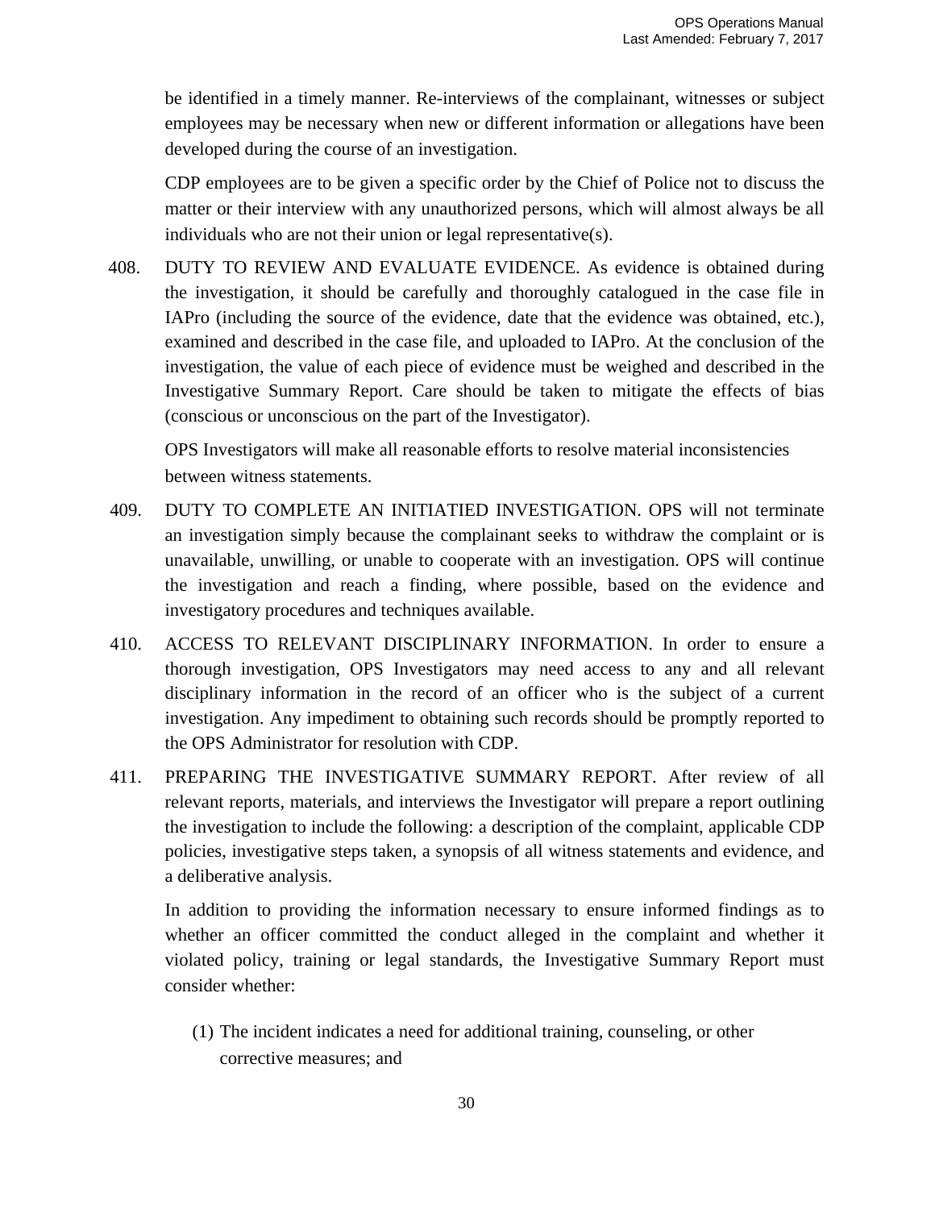be identified in a timely manner. Re-interviews of the complainant, witnesses or subject employees may be necessary when new or different information or allegations have been developed during the course of an investigation.

CDP employees are to be given a specific order by the Chief of Police not to discuss the matter or their interview with any unauthorized persons, which will almost always be all individuals who are not their union or legal representative(s).

408. DUTY TO REVIEW AND EVALUATE EVIDENCE. As evidence is obtained during the investigation, it should be carefully and thoroughly catalogued in the case file in IAPro (including the source of the evidence, date that the evidence was obtained, etc.), examined and described in the case file, and uploaded to IAPro. At the conclusion of the investigation, the value of each piece of evidence must be weighed and described in the Investigative Summary Report. Care should be taken to mitigate the effects of bias (conscious or unconscious on the part of the Investigator).

OPS Investigators will make all reasonable efforts to resolve material inconsistencies between witness statements.

409. DUTY TO COMPLETE AN INITIATIED INVESTIGATION. OPS will not terminate an investigation simply because the complainant seeks to withdraw the complaint or is unavailable, unwilling, or unable to cooperate with an investigation. OPS will continue the investigation and reach a finding, where possible, based on the evidence and investigatory procedures and techniques available.

410. ACCESS TO RELEVANT DISCIPLINARY INFORMATION. In order to ensure a thorough investigation, OPS Investigators may need access to any and all relevant disciplinary information in the record of an officer who is the subject of a current investigation. Any impediment to obtaining such records should be promptly reported to the OPS Administrator for resolution with CDP.

411. PREPARING THE INVESTIGATIVE SUMMARY REPORT. After review of all relevant reports, materials, and interviews the Investigator will prepare a report outlining the investigation to include the following: a description of the complaint, applicable CDP policies, investigative steps taken, a synopsis of all witness statements and evidence, and a deliberative analysis.

In addition to providing the information necessary to ensure informed findings as to whether an officer committed the conduct alleged in the complaint and whether it violated policy, training or legal standards, the Investigative Summary Report must consider whether:

(1) The incident indicates a need for additional training, counseling, or other corrective measures; and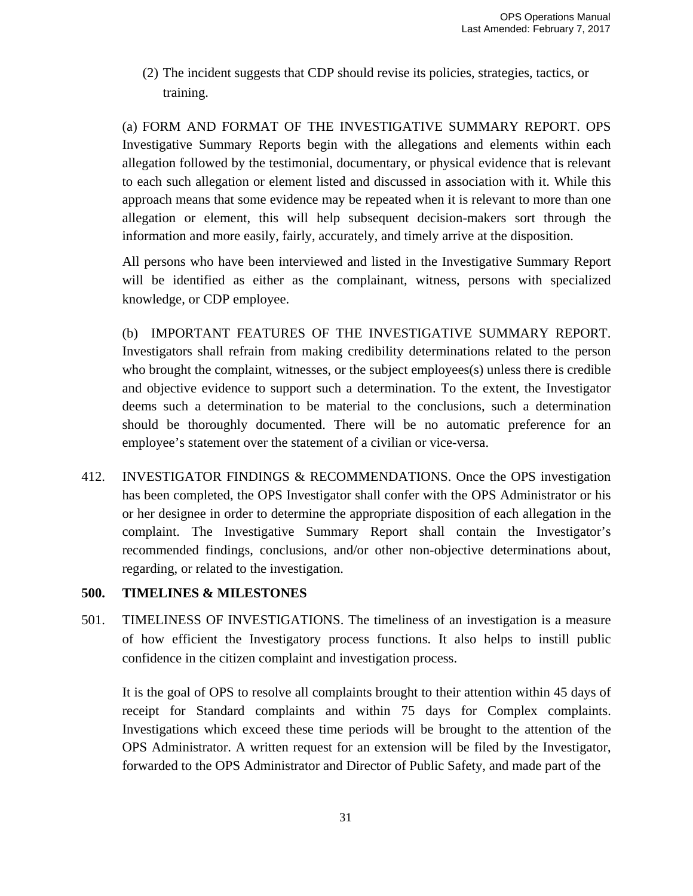(2) The incident suggests that CDP should revise its policies, strategies, tactics, or training.

(a) FORM AND FORMAT OF THE INVESTIGATIVE SUMMARY REPORT. OPS Investigative Summary Reports begin with the allegations and elements within each allegation followed by the testimonial, documentary, or physical evidence that is relevant to each such allegation or element listed and discussed in association with it. While this approach means that some evidence may be repeated when it is relevant to more than one allegation or element, this will help subsequent decision-makers sort through the information and more easily, fairly, accurately, and timely arrive at the disposition.

All persons who have been interviewed and listed in the Investigative Summary Report will be identified as either as the complainant, witness, persons with specialized knowledge, or CDP employee.

(b) IMPORTANT FEATURES OF THE INVESTIGATIVE SUMMARY REPORT. Investigators shall refrain from making credibility determinations related to the person who brought the complaint, witnesses, or the subject employees(s) unless there is credible and objective evidence to support such a determination. To the extent, the Investigator deems such a determination to be material to the conclusions, such a determination should be thoroughly documented. There will be no automatic preference for an employee's statement over the statement of a civilian or vice-versa.

412. INVESTIGATOR FINDINGS & RECOMMENDATIONS. Once the OPS investigation has been completed, the OPS Investigator shall confer with the OPS Administrator or his or her designee in order to determine the appropriate disposition of each allegation in the complaint. The Investigative Summary Report shall contain the Investigator's recommended findings, conclusions, and/or other non-objective determinations about, regarding, or related to the investigation.

## 500. TIMELINES & MILESTONES

501. TIMELINESS OF INVESTIGATIONS. The timeliness of an investigation is a measure of how efficient the Investigatory process functions. It also helps to instill public confidence in the citizen complaint and investigation process.

It is the goal of OPS to resolve all complaints brought to their attention within 45 days of receipt for Standard complaints and within 75 days for Complex complaints. Investigations which exceed these time periods will be brought to the attention of the OPS Administrator. A written request for an extension will be filed by the Investigator, forwarded to the OPS Administrator and Director of Public Safety, and made part of the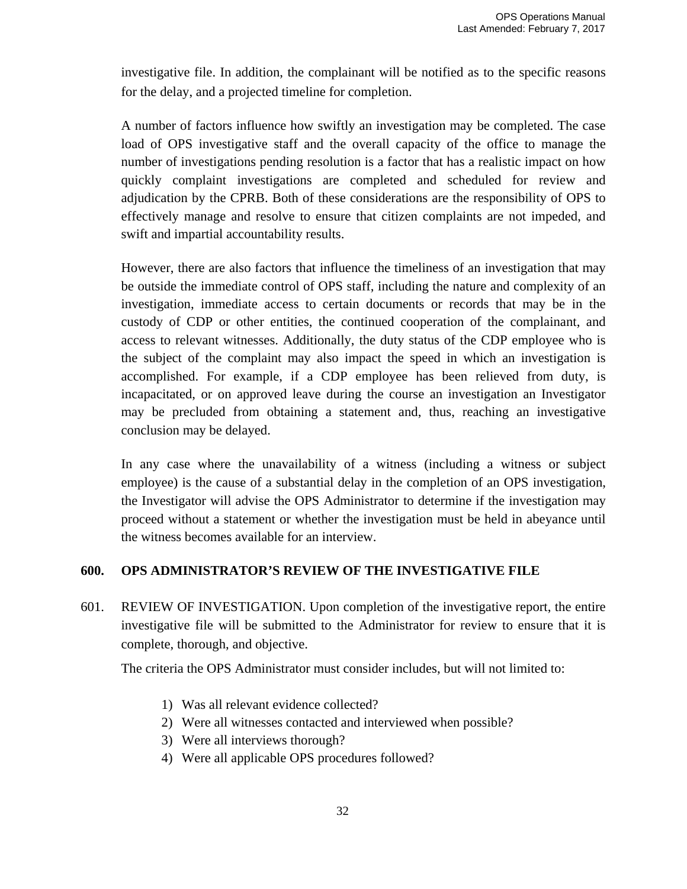investigative file. In addition, the complainant will be notified as to the specific reasons for the delay, and a projected timeline for completion.

A number of factors influence how swiftly an investigation may be completed. The case load of OPS investigative staff and the overall capacity of the office to manage the number of investigations pending resolution is a factor that has a realistic impact on how quickly complaint investigations are completed and scheduled for review and adjudication by the CPRB. Both of these considerations are the responsibility of OPS to effectively manage and resolve to ensure that citizen complaints are not impeded, and swift and impartial accountability results.

However, there are also factors that influence the timeliness of an investigation that may be outside the immediate control of OPS staff, including the nature and complexity of an investigation, immediate access to certain documents or records that may be in the custody of CDP or other entities, the continued cooperation of the complainant, and access to relevant witnesses. Additionally, the duty status of the CDP employee who is the subject of the complaint may also impact the speed in which an investigation is accomplished. For example, if a CDP employee has been relieved from duty, is incapacitated, or on approved leave during the course an investigation an Investigator may be precluded from obtaining a statement and, thus, reaching an investigative conclusion may be delayed.

In any case where the unavailability of a witness (including a witness or subject employee) is the cause of a substantial delay in the completion of an OPS investigation, the Investigator will advise the OPS Administrator to determine if the investigation may proceed without a statement or whether the investigation must be held in abeyance until the witness becomes available for an interview.

## 600. OPS ADMINISTRATOR'S REVIEW OF THE INVESTIGATIVE FILE

601. REVIEW OF INVESTIGATION. Upon completion of the investigative report, the entire investigative file will be submitted to the Administrator for review to ensure that it is complete, thorough, and objective.

The criteria the OPS Administrator must consider includes, but will not limited to:

1) Was all relevant evidence collected?
2) Were all witnesses contacted and interviewed when possible?
3) Were all interviews thorough?
4) Were all applicable OPS procedures followed?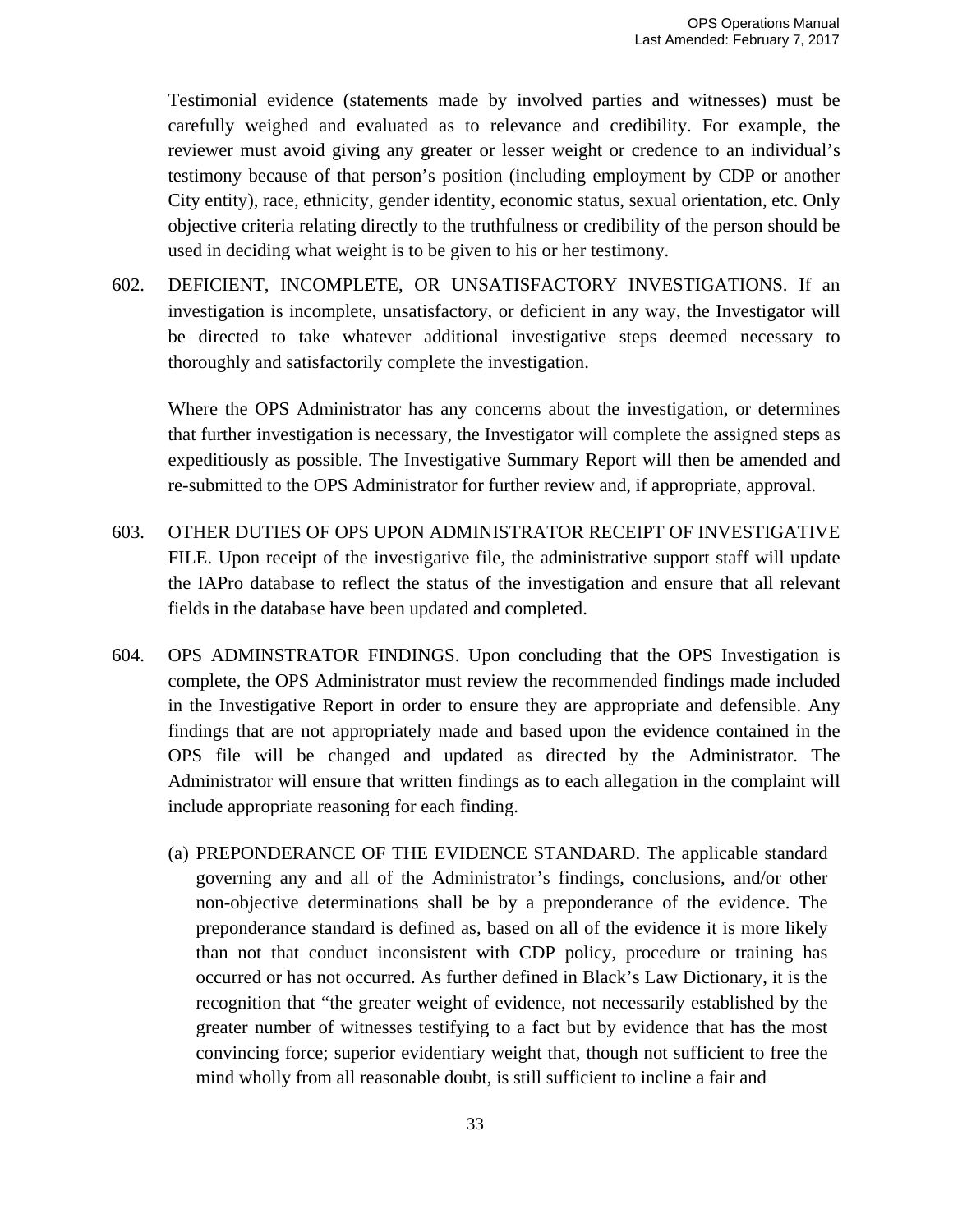Testimonial evidence (statements made by involved parties and witnesses) must be carefully weighed and evaluated as to relevance and credibility. For example, the reviewer must avoid giving any greater or lesser weight or credence to an individual's testimony because of that person's position (including employment by CDP or another City entity), race, ethnicity, gender identity, economic status, sexual orientation, etc. Only objective criteria relating directly to the truthfulness or credibility of the person should be used in deciding what weight is to be given to his or her testimony.

602. DEFICIENT, INCOMPLETE, OR UNSATISFACTORY INVESTIGATIONS. If an investigation is incomplete, unsatisfactory, or deficient in any way, the Investigator will be directed to take whatever additional investigative steps deemed necessary to thoroughly and satisfactorily complete the investigation.

Where the OPS Administrator has any concerns about the investigation, or determines that further investigation is necessary, the Investigator will complete the assigned steps as expeditiously as possible. The Investigative Summary Report will then be amended and re-submitted to the OPS Administrator for further review and, if appropriate, approval.

603. OTHER DUTIES OF OPS UPON ADMINISTRATOR RECEIPT OF INVESTIGATIVE FILE. Upon receipt of the investigative file, the administrative support staff will update the IAPro database to reflect the status of the investigation and ensure that all relevant fields in the database have been updated and completed.

604. OPS ADMINSTRATOR FINDINGS. Upon concluding that the OPS Investigation is complete, the OPS Administrator must review the recommended findings made included in the Investigative Report in order to ensure they are appropriate and defensible. Any findings that are not appropriately made and based upon the evidence contained in the OPS file will be changed and updated as directed by the Administrator. The Administrator will ensure that written findings as to each allegation in the complaint will include appropriate reasoning for each finding.

(a) PREPONDERANCE OF THE EVIDENCE STANDARD. The applicable standard governing any and all of the Administrator's findings, conclusions, and/or other non-objective determinations shall be by a preponderance of the evidence. The preponderance standard is defined as, based on all of the evidence it is more likely than not that conduct inconsistent with CDP policy, procedure or training has occurred or has not occurred. As further defined in Black's Law Dictionary, it is the recognition that "the greater weight of evidence, not necessarily established by the greater number of witnesses testifying to a fact but by evidence that has the most convincing force; superior evidentiary weight that, though not sufficient to free the mind wholly from all reasonable doubt, is still sufficient to incline a fair and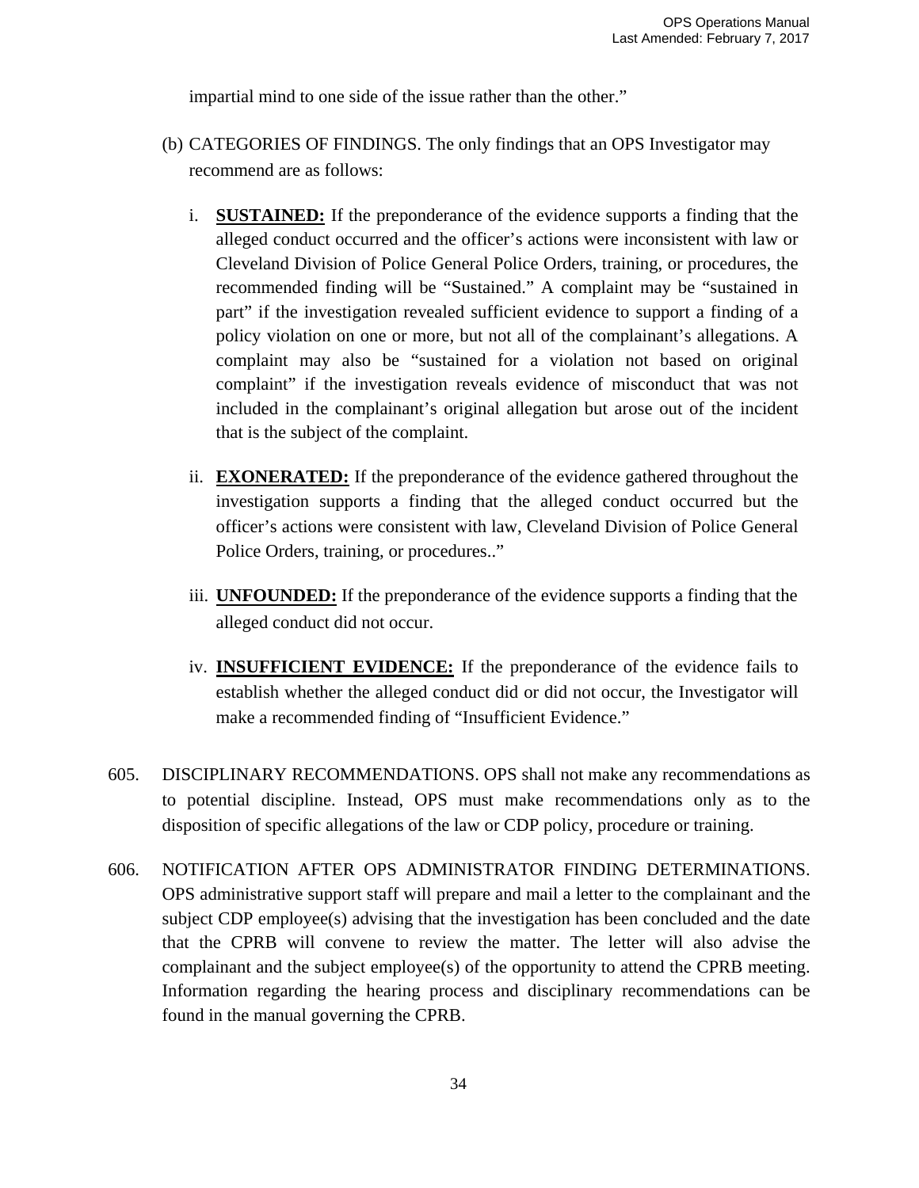impartial mind to one side of the issue rather than the other."

(b) CATEGORIES OF FINDINGS. The only findings that an OPS Investigator may recommend are as follows:

i. **SUSTAINED:** If the preponderance of the evidence supports a finding that the alleged conduct occurred and the officer's actions were inconsistent with law or Cleveland Division of Police General Police Orders, training, or procedures, the recommended finding will be "Sustained." A complaint may be "sustained in part" if the investigation revealed sufficient evidence to support a finding of a policy violation on one or more, but not all of the complainant's allegations. A complaint may also be "sustained for a violation not based on original complaint" if the investigation reveals evidence of misconduct that was not included in the complainant's original allegation but arose out of the incident that is the subject of the complaint.

ii. **EXONERATED:** If the preponderance of the evidence gathered throughout the investigation supports a finding that the alleged conduct occurred but the officer's actions were consistent with law, Cleveland Division of Police General Police Orders, training, or procedures.."

iii. **UNFOUNDED:** If the preponderance of the evidence supports a finding that the alleged conduct did not occur.

iv. **INSUFFICIENT EVIDENCE:** If the preponderance of the evidence fails to establish whether the alleged conduct did or did not occur, the Investigator will make a recommended finding of "Insufficient Evidence."

605. DISCIPLINARY RECOMMENDATIONS. OPS shall not make any recommendations as to potential discipline. Instead, OPS must make recommendations only as to the disposition of specific allegations of the law or CDP policy, procedure or training.

606. NOTIFICATION AFTER OPS ADMINISTRATOR FINDING DETERMINATIONS. OPS administrative support staff will prepare and mail a letter to the complainant and the subject CDP employee(s) advising that the investigation has been concluded and the date that the CPRB will convene to review the matter. The letter will also advise the complainant and the subject employee(s) of the opportunity to attend the CPRB meeting. Information regarding the hearing process and disciplinary recommendations can be found in the manual governing the CPRB.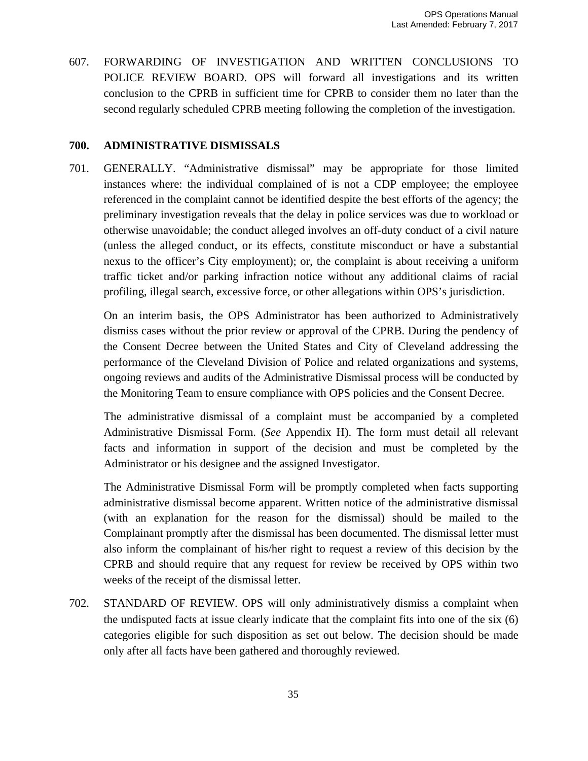607. FORWARDING OF INVESTIGATION AND WRITTEN CONCLUSIONS TO POLICE REVIEW BOARD. OPS will forward all investigations and its written conclusion to the CPRB in sufficient time for CPRB to consider them no later than the second regularly scheduled CPRB meeting following the completion of the investigation.

## 700. ADMINISTRATIVE DISMISSALS

701. GENERALLY. "Administrative dismissal" may be appropriate for those limited instances where: the individual complained of is not a CDP employee; the employee referenced in the complaint cannot be identified despite the best efforts of the agency; the preliminary investigation reveals that the delay in police services was due to workload or otherwise unavoidable; the conduct alleged involves an off-duty conduct of a civil nature (unless the alleged conduct, or its effects, constitute misconduct or have a substantial nexus to the officer's City employment); or, the complaint is about receiving a uniform traffic ticket and/or parking infraction notice without any additional claims of racial profiling, illegal search, excessive force, or other allegations within OPS's jurisdiction.

On an interim basis, the OPS Administrator has been authorized to Administratively dismiss cases without the prior review or approval of the CPRB. During the pendency of the Consent Decree between the United States and City of Cleveland addressing the performance of the Cleveland Division of Police and related organizations and systems, ongoing reviews and audits of the Administrative Dismissal process will be conducted by the Monitoring Team to ensure compliance with OPS policies and the Consent Decree.

The administrative dismissal of a complaint must be accompanied by a completed Administrative Dismissal Form. (*See* Appendix H). The form must detail all relevant facts and information in support of the decision and must be completed by the Administrator or his designee and the assigned Investigator.

The Administrative Dismissal Form will be promptly completed when facts supporting administrative dismissal become apparent. Written notice of the administrative dismissal (with an explanation for the reason for the dismissal) should be mailed to the Complainant promptly after the dismissal has been documented. The dismissal letter must also inform the complainant of his/her right to request a review of this decision by the CPRB and should require that any request for review be received by OPS within two weeks of the receipt of the dismissal letter.

702. STANDARD OF REVIEW. OPS will only administratively dismiss a complaint when the undisputed facts at issue clearly indicate that the complaint fits into one of the six (6) categories eligible for such disposition as set out below. The decision should be made only after all facts have been gathered and thoroughly reviewed.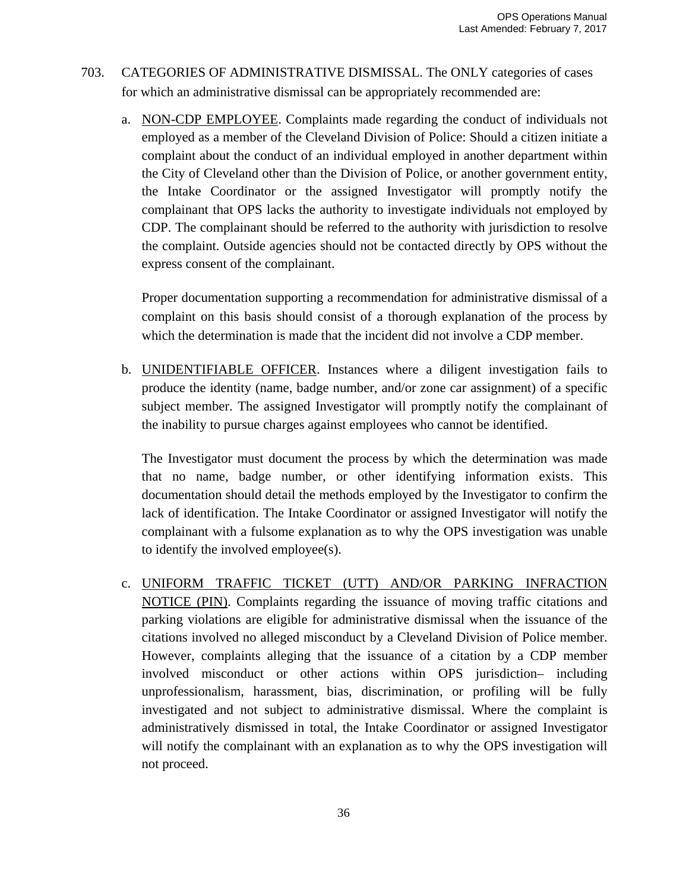703. CATEGORIES OF ADMINISTRATIVE DISMISSAL. The ONLY categories of cases for which an administrative dismissal can be appropriately recommended are:

a. NON-CDP EMPLOYEE. Complaints made regarding the conduct of individuals not employed as a member of the Cleveland Division of Police: Should a citizen initiate a complaint about the conduct of an individual employed in another department within the City of Cleveland other than the Division of Police, or another government entity, the Intake Coordinator or the assigned Investigator will promptly notify the complainant that OPS lacks the authority to investigate individuals not employed by CDP. The complainant should be referred to the authority with jurisdiction to resolve the complaint. Outside agencies should not be contacted directly by OPS without the express consent of the complainant.

   Proper documentation supporting a recommendation for administrative dismissal of a complaint on this basis should consist of a thorough explanation of the process by which the determination is made that the incident did not involve a CDP member.

b. UNIDENTIFIABLE OFFICER. Instances where a diligent investigation fails to produce the identity (name, badge number, and/or zone car assignment) of a specific subject member. The assigned Investigator will promptly notify the complainant of the inability to pursue charges against employees who cannot be identified.

   The Investigator must document the process by which the determination was made that no name, badge number, or other identifying information exists. This documentation should detail the methods employed by the Investigator to confirm the lack of identification. The Intake Coordinator or assigned Investigator will notify the complainant with a fulsome explanation as to why the OPS investigation was unable to identify the involved employee(s).

c. UNIFORM TRAFFIC TICKET (UTT) AND/OR PARKING INFRACTION NOTICE (PIN). Complaints regarding the issuance of moving traffic citations and parking violations are eligible for administrative dismissal when the issuance of the citations involved no alleged misconduct by a Cleveland Division of Police member. However, complaints alleging that the issuance of a citation by a CDP member involved misconduct or other actions within OPS jurisdiction– including unprofessionalism, harassment, bias, discrimination, or profiling will be fully investigated and not subject to administrative dismissal. Where the complaint is administratively dismissed in total, the Intake Coordinator or assigned Investigator will notify the complainant with an explanation as to why the OPS investigation will not proceed.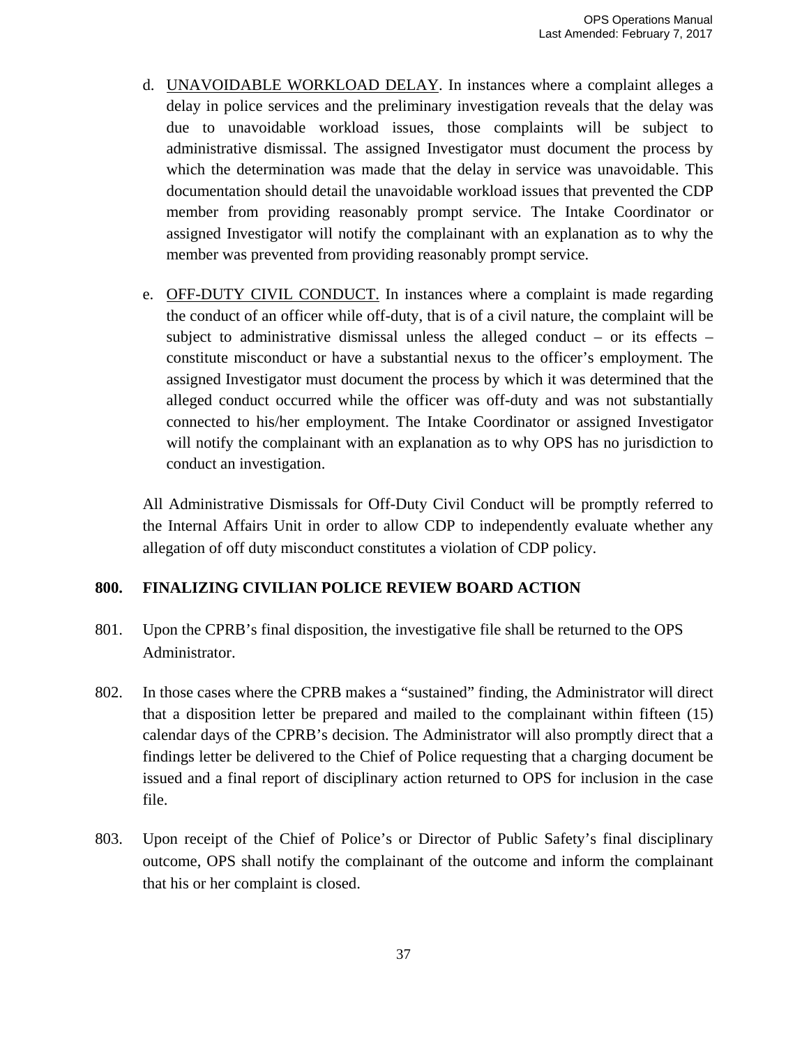d. UNAVOIDABLE WORKLOAD DELAY. In instances where a complaint alleges a delay in police services and the preliminary investigation reveals that the delay was due to unavoidable workload issues, those complaints will be subject to administrative dismissal. The assigned Investigator must document the process by which the determination was made that the delay in service was unavoidable. This documentation should detail the unavoidable workload issues that prevented the CDP member from providing reasonably prompt service. The Intake Coordinator or assigned Investigator will notify the complainant with an explanation as to why the member was prevented from providing reasonably prompt service.

e. OFF-DUTY CIVIL CONDUCT. In instances where a complaint is made regarding the conduct of an officer while off-duty, that is of a civil nature, the complaint will be subject to administrative dismissal unless the alleged conduct – or its effects – constitute misconduct or have a substantial nexus to the officer's employment. The assigned Investigator must document the process by which it was determined that the alleged conduct occurred while the officer was off-duty and was not substantially connected to his/her employment. The Intake Coordinator or assigned Investigator will notify the complainant with an explanation as to why OPS has no jurisdiction to conduct an investigation.

All Administrative Dismissals for Off-Duty Civil Conduct will be promptly referred to the Internal Affairs Unit in order to allow CDP to independently evaluate whether any allegation of off duty misconduct constitutes a violation of CDP policy.

## 800. FINALIZING CIVILIAN POLICE REVIEW BOARD ACTION

801. Upon the CPRB's final disposition, the investigative file shall be returned to the OPS Administrator.

802. In those cases where the CPRB makes a "sustained" finding, the Administrator will direct that a disposition letter be prepared and mailed to the complainant within fifteen (15) calendar days of the CPRB's decision. The Administrator will also promptly direct that a findings letter be delivered to the Chief of Police requesting that a charging document be issued and a final report of disciplinary action returned to OPS for inclusion in the case file.

803. Upon receipt of the Chief of Police's or Director of Public Safety's final disciplinary outcome, OPS shall notify the complainant of the outcome and inform the complainant that his or her complaint is closed.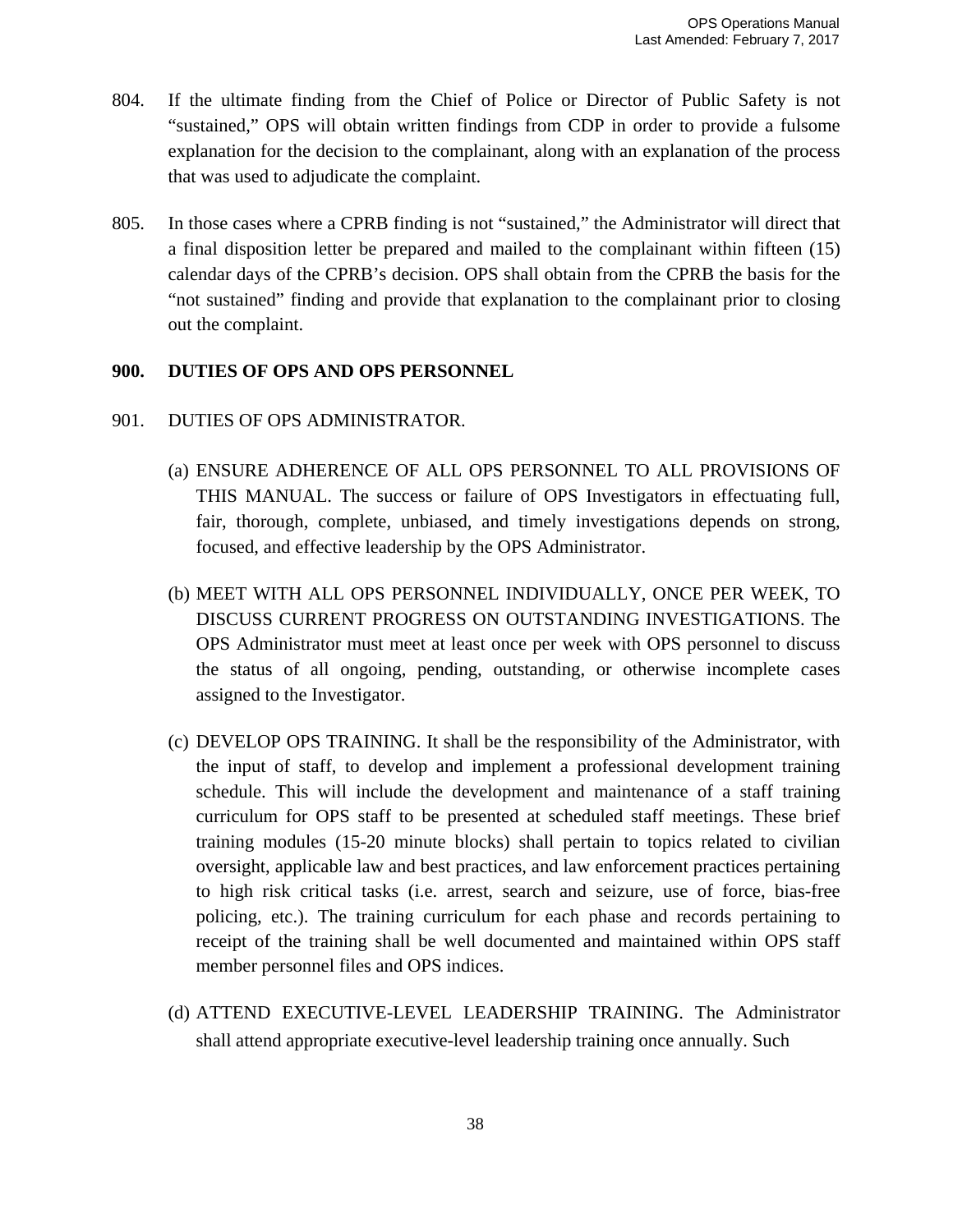804. If the ultimate finding from the Chief of Police or Director of Public Safety is not "sustained," OPS will obtain written findings from CDP in order to provide a fulsome explanation for the decision to the complainant, along with an explanation of the process that was used to adjudicate the complaint.

805. In those cases where a CPRB finding is not "sustained," the Administrator will direct that a final disposition letter be prepared and mailed to the complainant within fifteen (15) calendar days of the CPRB's decision. OPS shall obtain from the CPRB the basis for the "not sustained" finding and provide that explanation to the complainant prior to closing out the complaint.

## 900. DUTIES OF OPS AND OPS PERSONNEL

901. DUTIES OF OPS ADMINISTRATOR.

(a) ENSURE ADHERENCE OF ALL OPS PERSONNEL TO ALL PROVISIONS OF THIS MANUAL. The success or failure of OPS Investigators in effectuating full, fair, thorough, complete, unbiased, and timely investigations depends on strong, focused, and effective leadership by the OPS Administrator.

(b) MEET WITH ALL OPS PERSONNEL INDIVIDUALLY, ONCE PER WEEK, TO DISCUSS CURRENT PROGRESS ON OUTSTANDING INVESTIGATIONS. The OPS Administrator must meet at least once per week with OPS personnel to discuss the status of all ongoing, pending, outstanding, or otherwise incomplete cases assigned to the Investigator.

(c) DEVELOP OPS TRAINING. It shall be the responsibility of the Administrator, with the input of staff, to develop and implement a professional development training schedule. This will include the development and maintenance of a staff training curriculum for OPS staff to be presented at scheduled staff meetings. These brief training modules (15-20 minute blocks) shall pertain to topics related to civilian oversight, applicable law and best practices, and law enforcement practices pertaining to high risk critical tasks (i.e. arrest, search and seizure, use of force, bias-free policing, etc.). The training curriculum for each phase and records pertaining to receipt of the training shall be well documented and maintained within OPS staff member personnel files and OPS indices.

(d) ATTEND EXECUTIVE-LEVEL LEADERSHIP TRAINING. The Administrator shall attend appropriate executive-level leadership training once annually. Such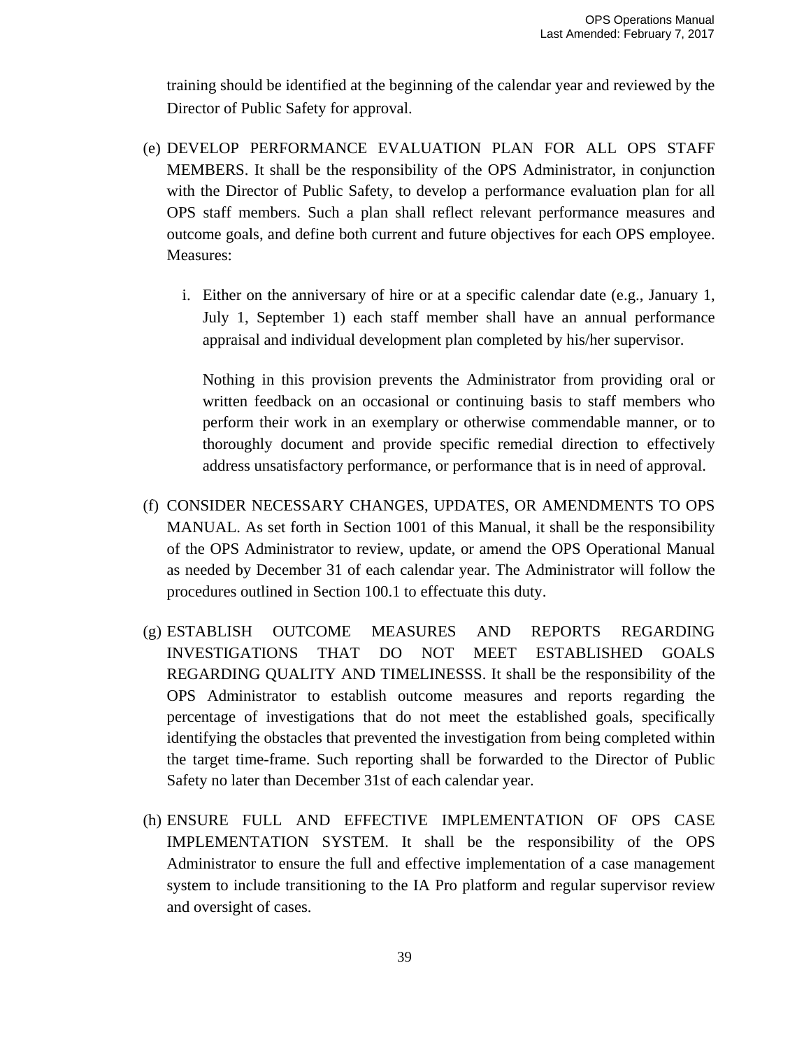training should be identified at the beginning of the calendar year and reviewed by the Director of Public Safety for approval.

(e) DEVELOP PERFORMANCE EVALUATION PLAN FOR ALL OPS STAFF MEMBERS. It shall be the responsibility of the OPS Administrator, in conjunction with the Director of Public Safety, to develop a performance evaluation plan for all OPS staff members. Such a plan shall reflect relevant performance measures and outcome goals, and define both current and future objectives for each OPS employee. Measures:

   i. Either on the anniversary of hire or at a specific calendar date (e.g., January 1, July 1, September 1) each staff member shall have an annual performance appraisal and individual development plan completed by his/her supervisor.

   Nothing in this provision prevents the Administrator from providing oral or written feedback on an occasional or continuing basis to staff members who perform their work in an exemplary or otherwise commendable manner, or to thoroughly document and provide specific remedial direction to effectively address unsatisfactory performance, or performance that is in need of approval.

(f) CONSIDER NECESSARY CHANGES, UPDATES, OR AMENDMENTS TO OPS MANUAL. As set forth in Section 1001 of this Manual, it shall be the responsibility of the OPS Administrator to review, update, or amend the OPS Operational Manual as needed by December 31 of each calendar year. The Administrator will follow the procedures outlined in Section 100.1 to effectuate this duty.

(g) ESTABLISH OUTCOME MEASURES AND REPORTS REGARDING INVESTIGATIONS THAT DO NOT MEET ESTABLISHED GOALS REGARDING QUALITY AND TIMELINESSS. It shall be the responsibility of the OPS Administrator to establish outcome measures and reports regarding the percentage of investigations that do not meet the established goals, specifically identifying the obstacles that prevented the investigation from being completed within the target time-frame. Such reporting shall be forwarded to the Director of Public Safety no later than December 31st of each calendar year.

(h) ENSURE FULL AND EFFECTIVE IMPLEMENTATION OF OPS CASE IMPLEMENTATION SYSTEM. It shall be the responsibility of the OPS Administrator to ensure the full and effective implementation of a case management system to include transitioning to the IA Pro platform and regular supervisor review and oversight of cases.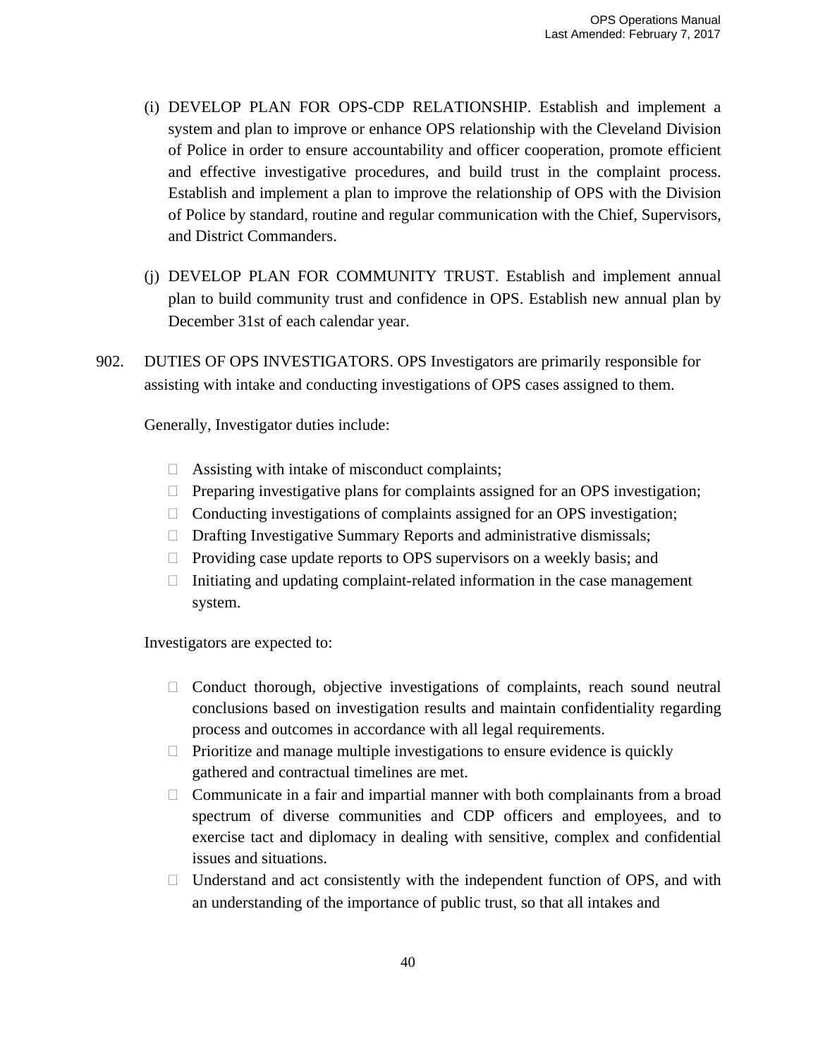(i) DEVELOP PLAN FOR OPS-CDP RELATIONSHIP. Establish and implement a system and plan to improve or enhance OPS relationship with the Cleveland Division of Police in order to ensure accountability and officer cooperation, promote efficient and effective investigative procedures, and build trust in the complaint process. Establish and implement a plan to improve the relationship of OPS with the Division of Police by standard, routine and regular communication with the Chief, Supervisors, and District Commanders.

(j) DEVELOP PLAN FOR COMMUNITY TRUST. Establish and implement annual plan to build community trust and confidence in OPS. Establish new annual plan by December 31st of each calendar year.

902. DUTIES OF OPS INVESTIGATORS. OPS Investigators are primarily responsible for assisting with intake and conducting investigations of OPS cases assigned to them.

Generally, Investigator duties include:

- Assisting with intake of misconduct complaints;
- Preparing investigative plans for complaints assigned for an OPS investigation;
- Conducting investigations of complaints assigned for an OPS investigation;
- Drafting Investigative Summary Reports and administrative dismissals;
- Providing case update reports to OPS supervisors on a weekly basis; and
- Initiating and updating complaint-related information in the case management system.

Investigators are expected to:

- Conduct thorough, objective investigations of complaints, reach sound neutral conclusions based on investigation results and maintain confidentiality regarding process and outcomes in accordance with all legal requirements.
- Prioritize and manage multiple investigations to ensure evidence is quickly gathered and contractual timelines are met.
- Communicate in a fair and impartial manner with both complainants from a broad spectrum of diverse communities and CDP officers and employees, and to exercise tact and diplomacy in dealing with sensitive, complex and confidential issues and situations.
- Understand and act consistently with the independent function of OPS, and with an understanding of the importance of public trust, so that all intakes and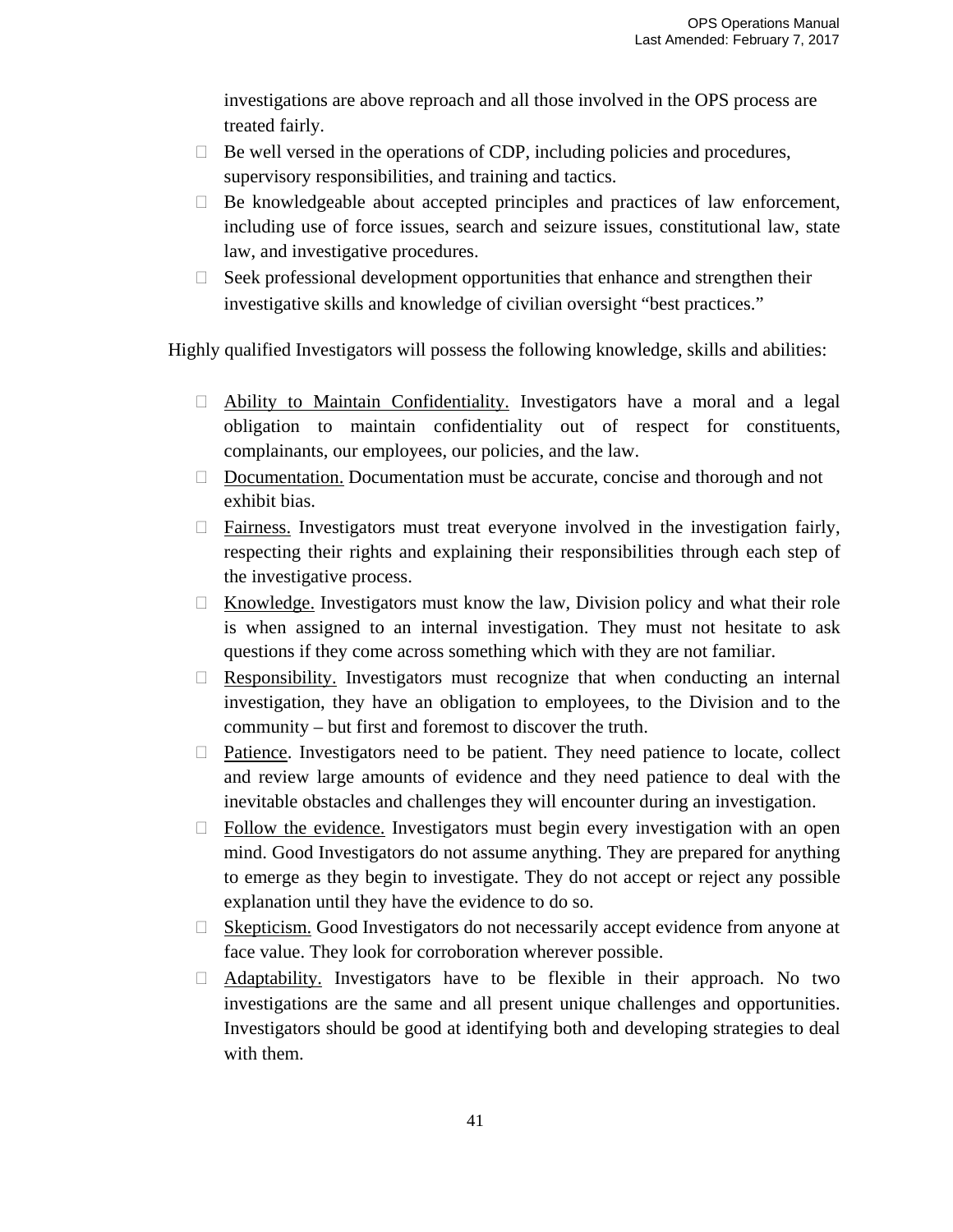investigations are above reproach and all those involved in the OPS process are treated fairly.

- Be well versed in the operations of CDP, including policies and procedures, supervisory responsibilities, and training and tactics.
- Be knowledgeable about accepted principles and practices of law enforcement, including use of force issues, search and seizure issues, constitutional law, state law, and investigative procedures.
- Seek professional development opportunities that enhance and strengthen their investigative skills and knowledge of civilian oversight "best practices."

Highly qualified Investigators will possess the following knowledge, skills and abilities:

- <u>Ability to Maintain Confidentiality.</u> Investigators have a moral and a legal obligation to maintain confidentiality out of respect for constituents, complainants, our employees, our policies, and the law.
- <u>Documentation.</u> Documentation must be accurate, concise and thorough and not exhibit bias.
- <u>Fairness.</u> Investigators must treat everyone involved in the investigation fairly, respecting their rights and explaining their responsibilities through each step of the investigative process.
- <u>Knowledge.</u> Investigators must know the law, Division policy and what their role is when assigned to an internal investigation. They must not hesitate to ask questions if they come across something which with they are not familiar.
- <u>Responsibility.</u> Investigators must recognize that when conducting an internal investigation, they have an obligation to employees, to the Division and to the community – but first and foremost to discover the truth.
- <u>Patience</u>. Investigators need to be patient. They need patience to locate, collect and review large amounts of evidence and they need patience to deal with the inevitable obstacles and challenges they will encounter during an investigation.
- <u>Follow the evidence.</u> Investigators must begin every investigation with an open mind. Good Investigators do not assume anything. They are prepared for anything to emerge as they begin to investigate. They do not accept or reject any possible explanation until they have the evidence to do so.
- <u>Skepticism.</u> Good Investigators do not necessarily accept evidence from anyone at face value. They look for corroboration wherever possible.
- <u>Adaptability.</u> Investigators have to be flexible in their approach. No two investigations are the same and all present unique challenges and opportunities. Investigators should be good at identifying both and developing strategies to deal with them.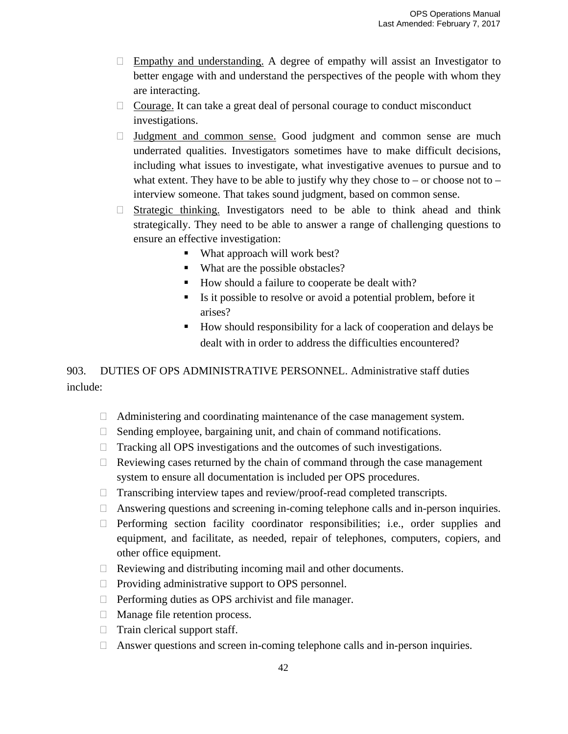- Empathy and understanding. A degree of empathy will assist an Investigator to better engage with and understand the perspectives of the people with whom they are interacting.
- Courage. It can take a great deal of personal courage to conduct misconduct investigations.
- Judgment and common sense. Good judgment and common sense are much underrated qualities. Investigators sometimes have to make difficult decisions, including what issues to investigate, what investigative avenues to pursue and to what extent. They have to be able to justify why they chose to – or choose not to – interview someone. That takes sound judgment, based on common sense.
- Strategic thinking. Investigators need to be able to think ahead and think strategically. They need to be able to answer a range of challenging questions to ensure an effective investigation:
  - What approach will work best?
  - What are the possible obstacles?
  - How should a failure to cooperate be dealt with?
  - Is it possible to resolve or avoid a potential problem, before it arises?
  - How should responsibility for a lack of cooperation and delays be dealt with in order to address the difficulties encountered?

903. DUTIES OF OPS ADMINISTRATIVE PERSONNEL. Administrative staff duties include:

- Administering and coordinating maintenance of the case management system.
- Sending employee, bargaining unit, and chain of command notifications.
- Tracking all OPS investigations and the outcomes of such investigations.
- Reviewing cases returned by the chain of command through the case management system to ensure all documentation is included per OPS procedures.
- Transcribing interview tapes and review/proof-read completed transcripts.
- Answering questions and screening in-coming telephone calls and in-person inquiries.
- Performing section facility coordinator responsibilities; i.e., order supplies and equipment, and facilitate, as needed, repair of telephones, computers, copiers, and other office equipment.
- Reviewing and distributing incoming mail and other documents.
- Providing administrative support to OPS personnel.
- Performing duties as OPS archivist and file manager.
- Manage file retention process.
- Train clerical support staff.
- Answer questions and screen in-coming telephone calls and in-person inquiries.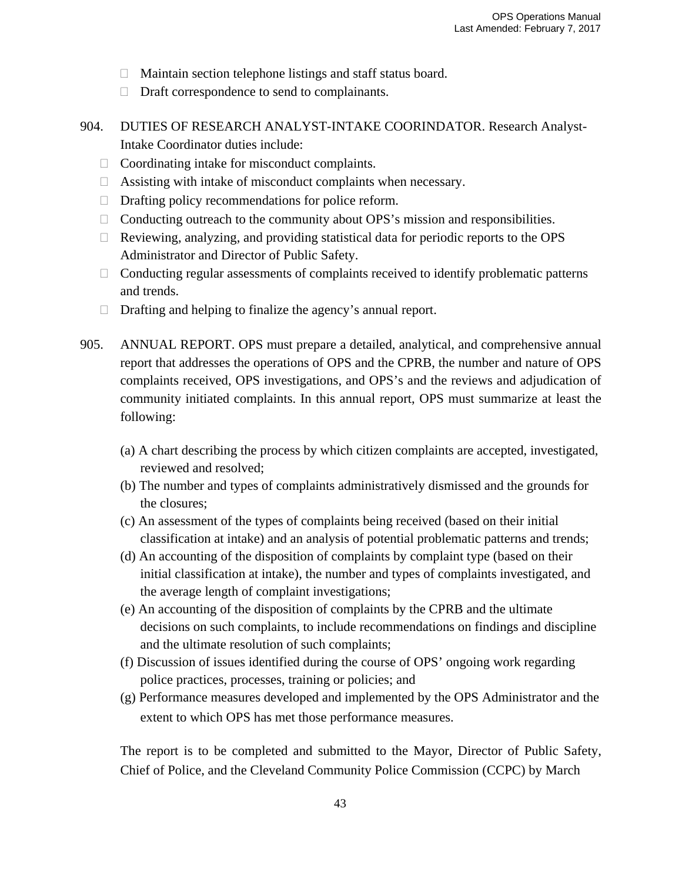- Maintain section telephone listings and staff status board.
- Draft correspondence to send to complainants.

904. DUTIES OF RESEARCH ANALYST-INTAKE COORINDATOR. Research Analyst-Intake Coordinator duties include:

- Coordinating intake for misconduct complaints.
- Assisting with intake of misconduct complaints when necessary.
- Drafting policy recommendations for police reform.
- Conducting outreach to the community about OPS's mission and responsibilities.
- Reviewing, analyzing, and providing statistical data for periodic reports to the OPS Administrator and Director of Public Safety.
- Conducting regular assessments of complaints received to identify problematic patterns and trends.
- Drafting and helping to finalize the agency's annual report.

905. ANNUAL REPORT. OPS must prepare a detailed, analytical, and comprehensive annual report that addresses the operations of OPS and the CPRB, the number and nature of OPS complaints received, OPS investigations, and OPS's and the reviews and adjudication of community initiated complaints. In this annual report, OPS must summarize at least the following:

(a) A chart describing the process by which citizen complaints are accepted, investigated, reviewed and resolved;
(b) The number and types of complaints administratively dismissed and the grounds for the closures;
(c) An assessment of the types of complaints being received (based on their initial classification at intake) and an analysis of potential problematic patterns and trends;
(d) An accounting of the disposition of complaints by complaint type (based on their initial classification at intake), the number and types of complaints investigated, and the average length of complaint investigations;
(e) An accounting of the disposition of complaints by the CPRB and the ultimate decisions on such complaints, to include recommendations on findings and discipline and the ultimate resolution of such complaints;
(f) Discussion of issues identified during the course of OPS' ongoing work regarding police practices, processes, training or policies; and
(g) Performance measures developed and implemented by the OPS Administrator and the extent to which OPS has met those performance measures.

The report is to be completed and submitted to the Mayor, Director of Public Safety, Chief of Police, and the Cleveland Community Police Commission (CCPC) by March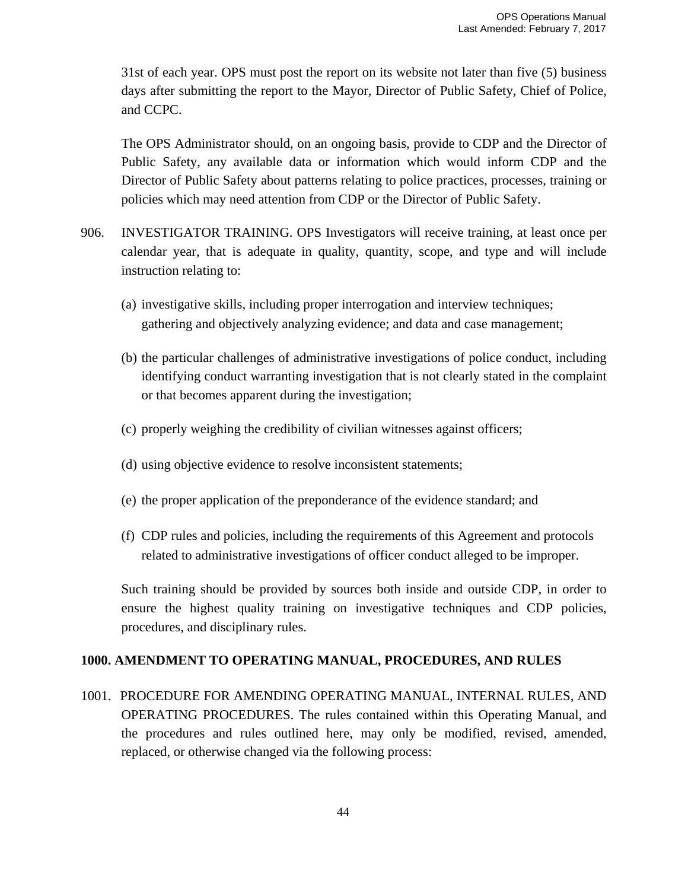31st of each year. OPS must post the report on its website not later than five (5) business days after submitting the report to the Mayor, Director of Public Safety, Chief of Police, and CCPC.

The OPS Administrator should, on an ongoing basis, provide to CDP and the Director of Public Safety, any available data or information which would inform CDP and the Director of Public Safety about patterns relating to police practices, processes, training or policies which may need attention from CDP or the Director of Public Safety.

906. INVESTIGATOR TRAINING. OPS Investigators will receive training, at least once per calendar year, that is adequate in quality, quantity, scope, and type and will include instruction relating to:

(a) investigative skills, including proper interrogation and interview techniques; gathering and objectively analyzing evidence; and data and case management;

(b) the particular challenges of administrative investigations of police conduct, including identifying conduct warranting investigation that is not clearly stated in the complaint or that becomes apparent during the investigation;

(c) properly weighing the credibility of civilian witnesses against officers;

(d) using objective evidence to resolve inconsistent statements;

(e) the proper application of the preponderance of the evidence standard; and

(f) CDP rules and policies, including the requirements of this Agreement and protocols related to administrative investigations of officer conduct alleged to be improper.

Such training should be provided by sources both inside and outside CDP, in order to ensure the highest quality training on investigative techniques and CDP policies, procedures, and disciplinary rules.

## 1000. AMENDMENT TO OPERATING MANUAL, PROCEDURES, AND RULES

1001. PROCEDURE FOR AMENDING OPERATING MANUAL, INTERNAL RULES, AND OPERATING PROCEDURES. The rules contained within this Operating Manual, and the procedures and rules outlined here, may only be modified, revised, amended, replaced, or otherwise changed via the following process: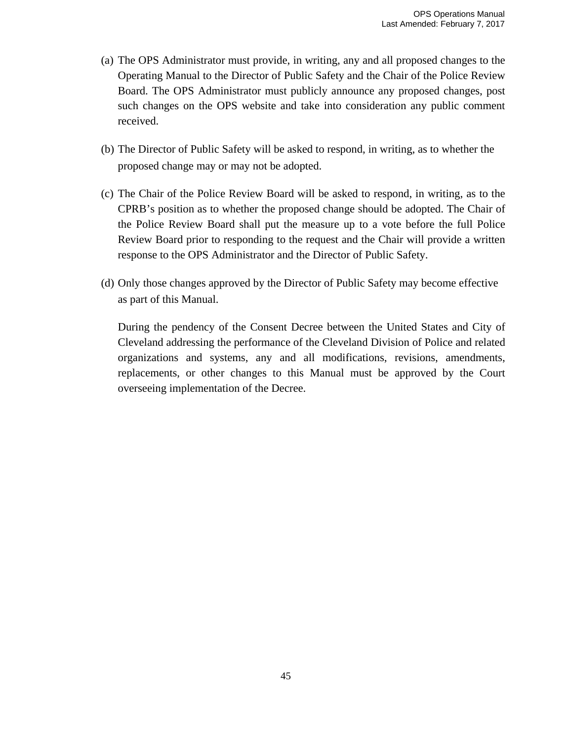(a) The OPS Administrator must provide, in writing, any and all proposed changes to the Operating Manual to the Director of Public Safety and the Chair of the Police Review Board. The OPS Administrator must publicly announce any proposed changes, post such changes on the OPS website and take into consideration any public comment received.

(b) The Director of Public Safety will be asked to respond, in writing, as to whether the proposed change may or may not be adopted.

(c) The Chair of the Police Review Board will be asked to respond, in writing, as to the CPRB's position as to whether the proposed change should be adopted. The Chair of the Police Review Board shall put the measure up to a vote before the full Police Review Board prior to responding to the request and the Chair will provide a written response to the OPS Administrator and the Director of Public Safety.

(d) Only those changes approved by the Director of Public Safety may become effective as part of this Manual.

During the pendency of the Consent Decree between the United States and City of Cleveland addressing the performance of the Cleveland Division of Police and related organizations and systems, any and all modifications, revisions, amendments, replacements, or other changes to this Manual must be approved by the Court overseeing implementation of the Decree.